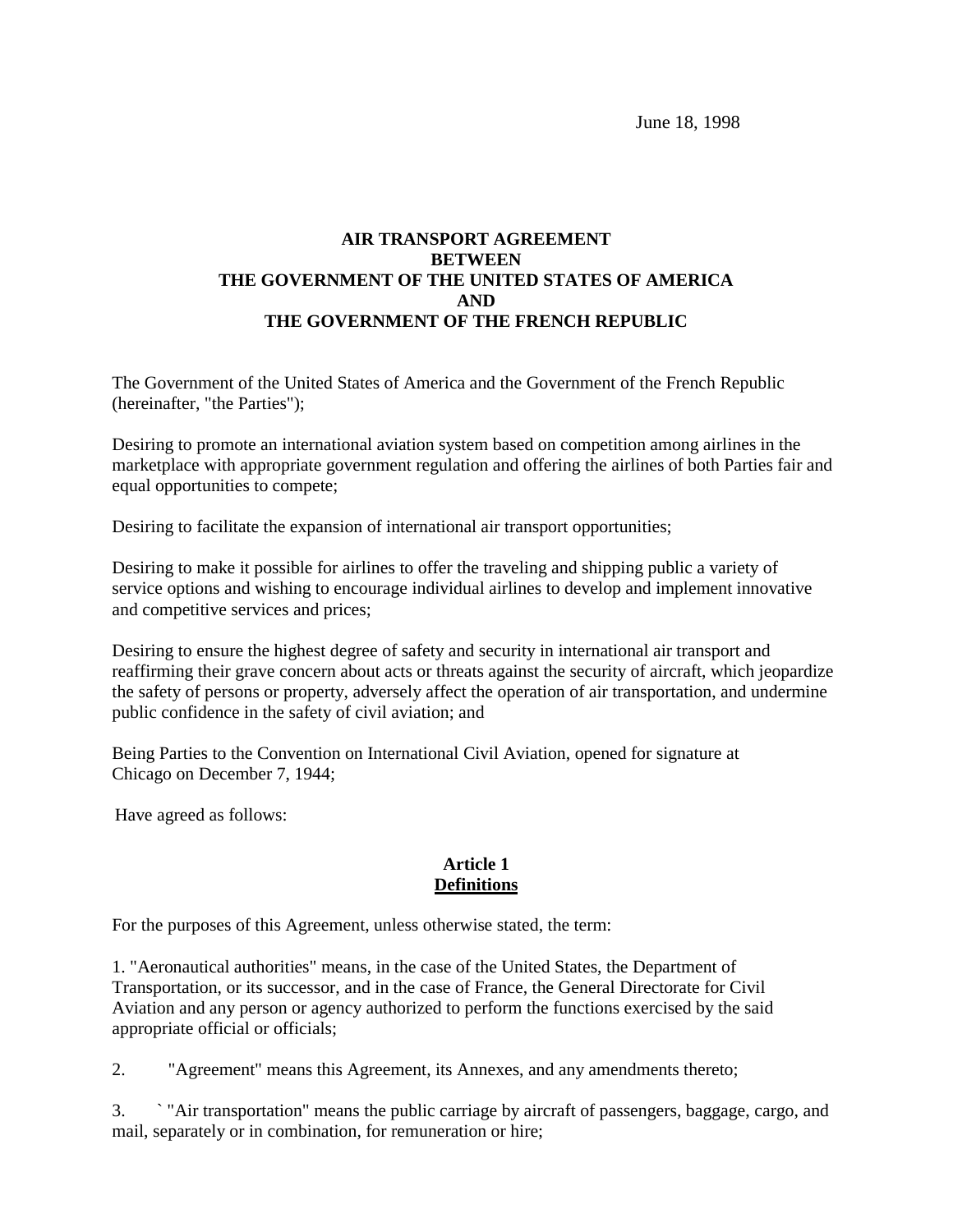June 18, 1998

# AIR TRANSPORT AGREEMENT
# BETWEEN
# THE GOVERNMENT OF THE UNITED STATES OF AMERICA
# AND
# THE GOVERNMENT OF THE FRENCH REPUBLIC

The Government of the United States of America and the Government of the French Republic (hereinafter, "the Parties");

Desiring to promote an international aviation system based on competition among airlines in the marketplace with appropriate government regulation and offering the airlines of both Parties fair and equal opportunities to compete;

Desiring to facilitate the expansion of international air transport opportunities;

Desiring to make it possible for airlines to offer the traveling and shipping public a variety of service options and wishing to encourage individual airlines to develop and implement innovative and competitive services and prices;

Desiring to ensure the highest degree of safety and security in international air transport and reaffirming their grave concern about acts or threats against the security of aircraft, which jeopardize the safety of persons or property, adversely affect the operation of air transportation, and undermine public confidence in the safety of civil aviation; and

Being Parties to the Convention on International Civil Aviation, opened for signature at Chicago on December 7, 1944;

Have agreed as follows:

## Article 1
## Definitions

For the purposes of this Agreement, unless otherwise stated, the term:

1. "Aeronautical authorities" means, in the case of the United States, the Department of Transportation, or its successor, and in the case of France, the General Directorate for Civil Aviation and any person or agency authorized to perform the functions exercised by the said appropriate official or officials;

2. "Agreement" means this Agreement, its Annexes, and any amendments thereto;

3. ` "Air transportation" means the public carriage by aircraft of passengers, baggage, cargo, and mail, separately or in combination, for remuneration or hire;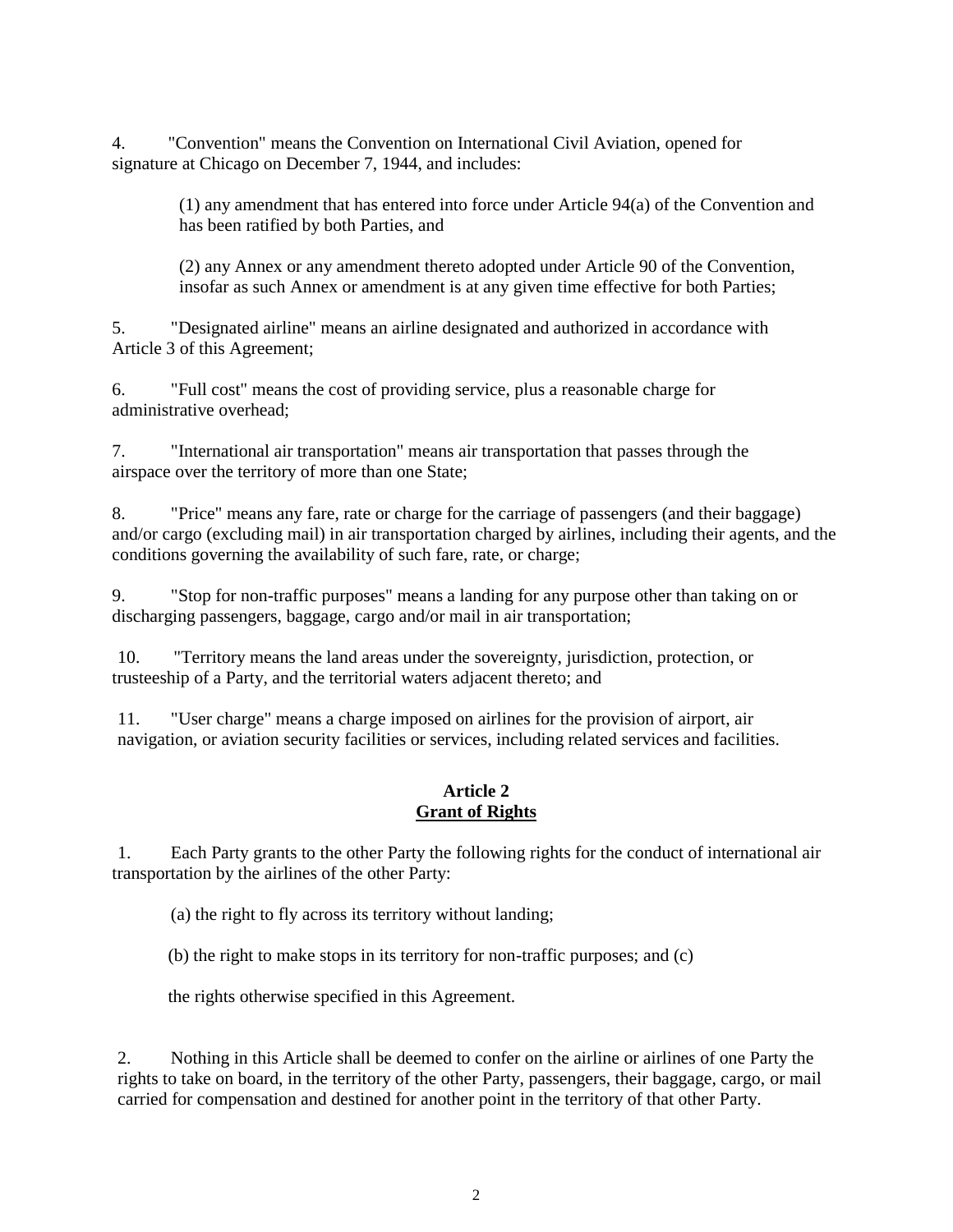4. "Convention" means the Convention on International Civil Aviation, opened for signature at Chicago on December 7, 1944, and includes:

(1) any amendment that has entered into force under Article 94(a) of the Convention and has been ratified by both Parties, and

(2) any Annex or any amendment thereto adopted under Article 90 of the Convention, insofar as such Annex or amendment is at any given time effective for both Parties;

5. "Designated airline" means an airline designated and authorized in accordance with Article 3 of this Agreement;

6. "Full cost" means the cost of providing service, plus a reasonable charge for administrative overhead;

7. "International air transportation" means air transportation that passes through the airspace over the territory of more than one State;

8. "Price" means any fare, rate or charge for the carriage of passengers (and their baggage) and/or cargo (excluding mail) in air transportation charged by airlines, including their agents, and the conditions governing the availability of such fare, rate, or charge;

9. "Stop for non-traffic purposes" means a landing for any purpose other than taking on or discharging passengers, baggage, cargo and/or mail in air transportation;

10. "Territory means the land areas under the sovereignty, jurisdiction, protection, or trusteeship of a Party, and the territorial waters adjacent thereto; and

11. "User charge" means a charge imposed on airlines for the provision of airport, air navigation, or aviation security facilities or services, including related services and facilities.

**Article 2**
**Grant of Rights**

1. Each Party grants to the other Party the following rights for the conduct of international air transportation by the airlines of the other Party:

(a) the right to fly across its territory without landing;

(b) the right to make stops in its territory for non-traffic purposes; and (c)

the rights otherwise specified in this Agreement.

2. Nothing in this Article shall be deemed to confer on the airline or airlines of one Party the rights to take on board, in the territory of the other Party, passengers, their baggage, cargo, or mail carried for compensation and destined for another point in the territory of that other Party.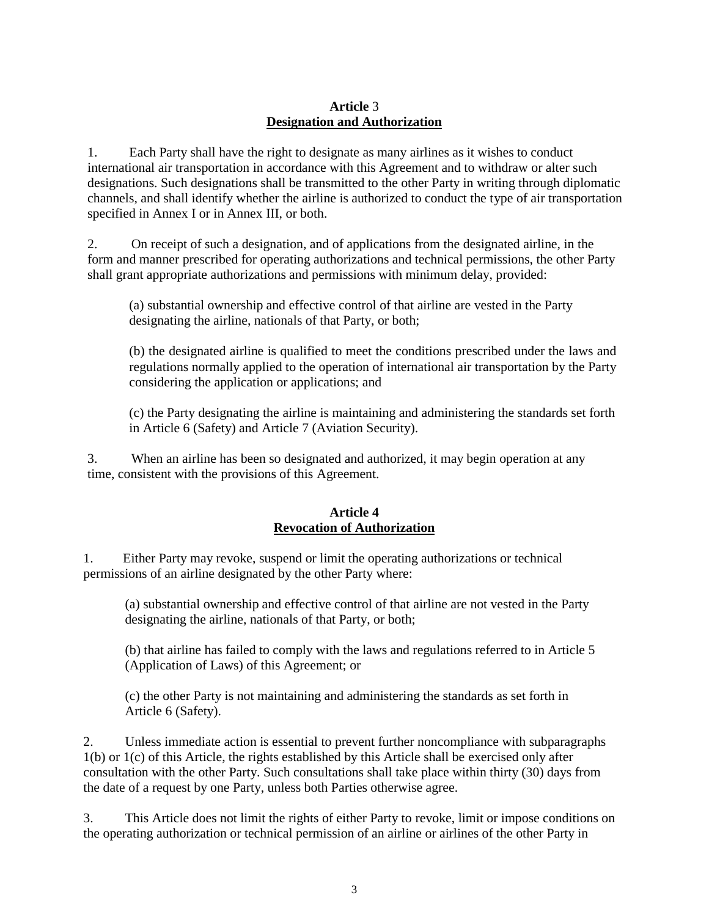## **Article** 3
## **Designation and Authorization**

1. Each Party shall have the right to designate as many airlines as it wishes to conduct international air transportation in accordance with this Agreement and to withdraw or alter such designations. Such designations shall be transmitted to the other Party in writing through diplomatic channels, and shall identify whether the airline is authorized to conduct the type of air transportation specified in Annex I or in Annex III, or both.

2. On receipt of such a designation, and of applications from the designated airline, in the form and manner prescribed for operating authorizations and technical permissions, the other Party shall grant appropriate authorizations and permissions with minimum delay, provided:

(a) substantial ownership and effective control of that airline are vested in the Party designating the airline, nationals of that Party, or both;

(b) the designated airline is qualified to meet the conditions prescribed under the laws and regulations normally applied to the operation of international air transportation by the Party considering the application or applications; and

(c) the Party designating the airline is maintaining and administering the standards set forth in Article 6 (Safety) and Article 7 (Aviation Security).

3. When an airline has been so designated and authorized, it may begin operation at any time, consistent with the provisions of this Agreement.

## **Article 4**
## **Revocation of Authorization**

1. Either Party may revoke, suspend or limit the operating authorizations or technical permissions of an airline designated by the other Party where:

(a) substantial ownership and effective control of that airline are not vested in the Party designating the airline, nationals of that Party, or both;

(b) that airline has failed to comply with the laws and regulations referred to in Article 5 (Application of Laws) of this Agreement; or

(c) the other Party is not maintaining and administering the standards as set forth in Article 6 (Safety).

2. Unless immediate action is essential to prevent further noncompliance with subparagraphs 1(b) or 1(c) of this Article, the rights established by this Article shall be exercised only after consultation with the other Party. Such consultations shall take place within thirty (30) days from the date of a request by one Party, unless both Parties otherwise agree.

3. This Article does not limit the rights of either Party to revoke, limit or impose conditions on the operating authorization or technical permission of an airline or airlines of the other Party in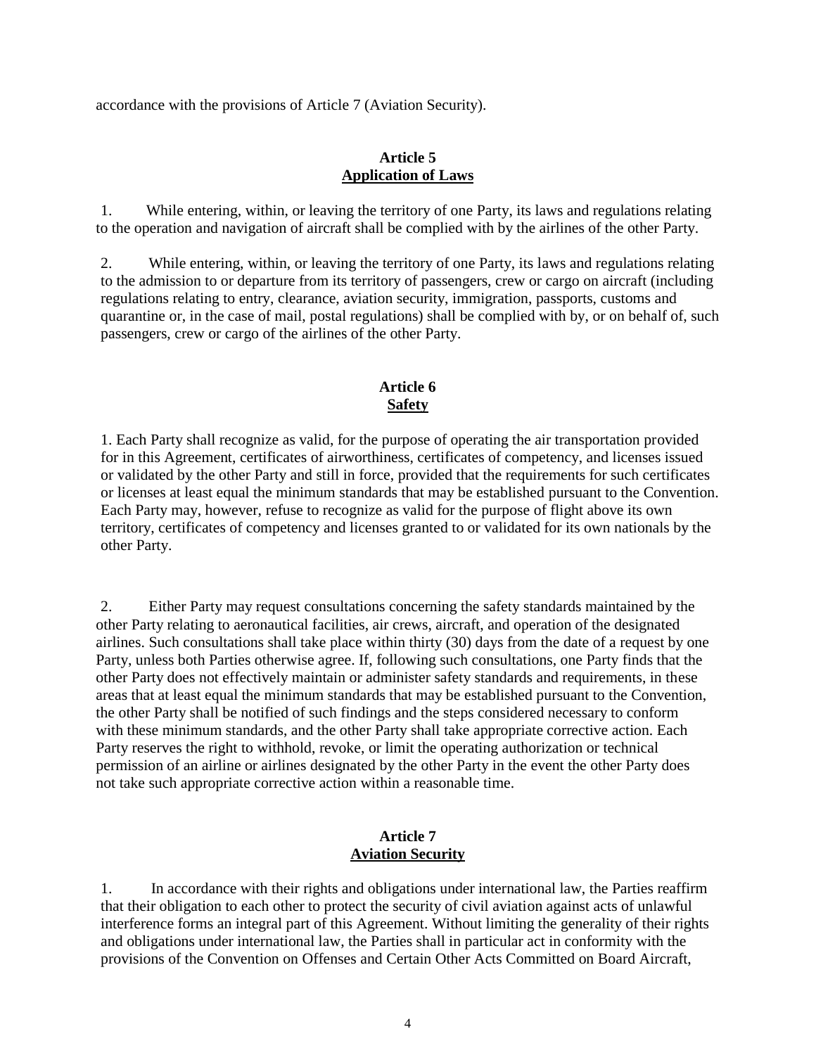accordance with the provisions of Article 7 (Aviation Security).

**Article 5**
**Application of Laws**

1. While entering, within, or leaving the territory of one Party, its laws and regulations relating to the operation and navigation of aircraft shall be complied with by the airlines of the other Party.

2. While entering, within, or leaving the territory of one Party, its laws and regulations relating to the admission to or departure from its territory of passengers, crew or cargo on aircraft (including regulations relating to entry, clearance, aviation security, immigration, passports, customs and quarantine or, in the case of mail, postal regulations) shall be complied with by, or on behalf of, such passengers, crew or cargo of the airlines of the other Party.

**Article 6**
**Safety**

1. Each Party shall recognize as valid, for the purpose of operating the air transportation provided for in this Agreement, certificates of airworthiness, certificates of competency, and licenses issued or validated by the other Party and still in force, provided that the requirements for such certificates or licenses at least equal the minimum standards that may be established pursuant to the Convention. Each Party may, however, refuse to recognize as valid for the purpose of flight above its own territory, certificates of competency and licenses granted to or validated for its own nationals by the other Party.

2. Either Party may request consultations concerning the safety standards maintained by the other Party relating to aeronautical facilities, air crews, aircraft, and operation of the designated airlines. Such consultations shall take place within thirty (30) days from the date of a request by one Party, unless both Parties otherwise agree. If, following such consultations, one Party finds that the other Party does not effectively maintain or administer safety standards and requirements, in these areas that at least equal the minimum standards that may be established pursuant to the Convention, the other Party shall be notified of such findings and the steps considered necessary to conform with these minimum standards, and the other Party shall take appropriate corrective action. Each Party reserves the right to withhold, revoke, or limit the operating authorization or technical permission of an airline or airlines designated by the other Party in the event the other Party does not take such appropriate corrective action within a reasonable time.

**Article 7**
**Aviation Security**

1. In accordance with their rights and obligations under international law, the Parties reaffirm that their obligation to each other to protect the security of civil aviation against acts of unlawful interference forms an integral part of this Agreement. Without limiting the generality of their rights and obligations under international law, the Parties shall in particular act in conformity with the provisions of the Convention on Offenses and Certain Other Acts Committed on Board Aircraft,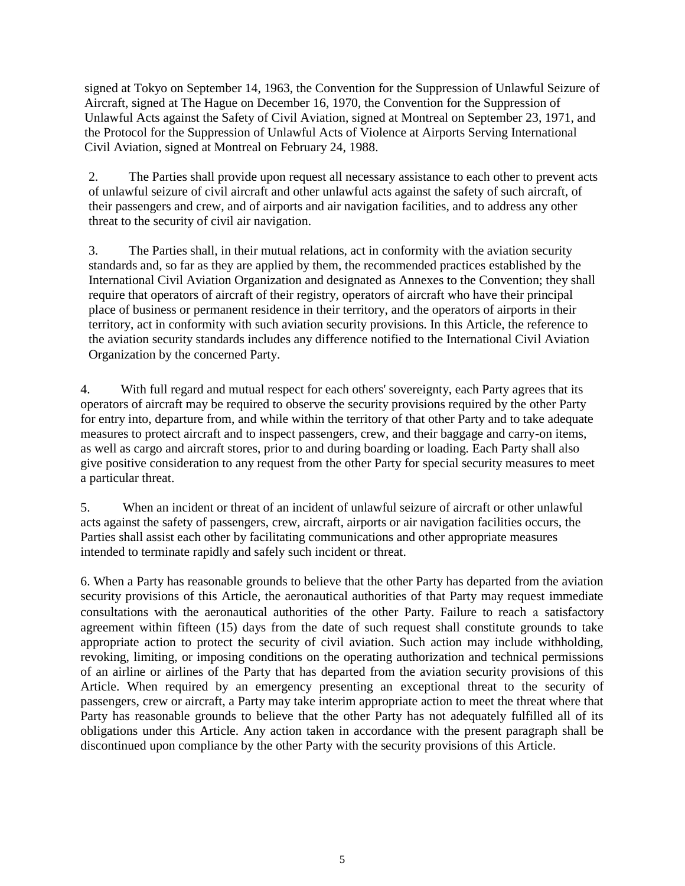signed at Tokyo on September 14, 1963, the Convention for the Suppression of Unlawful Seizure of Aircraft, signed at The Hague on December 16, 1970, the Convention for the Suppression of Unlawful Acts against the Safety of Civil Aviation, signed at Montreal on September 23, 1971, and the Protocol for the Suppression of Unlawful Acts of Violence at Airports Serving International Civil Aviation, signed at Montreal on February 24, 1988.

2. The Parties shall provide upon request all necessary assistance to each other to prevent acts of unlawful seizure of civil aircraft and other unlawful acts against the safety of such aircraft, of their passengers and crew, and of airports and air navigation facilities, and to address any other threat to the security of civil air navigation.

3. The Parties shall, in their mutual relations, act in conformity with the aviation security standards and, so far as they are applied by them, the recommended practices established by the International Civil Aviation Organization and designated as Annexes to the Convention; they shall require that operators of aircraft of their registry, operators of aircraft who have their principal place of business or permanent residence in their territory, and the operators of airports in their territory, act in conformity with such aviation security provisions. In this Article, the reference to the aviation security standards includes any difference notified to the International Civil Aviation Organization by the concerned Party.

4. With full regard and mutual respect for each others' sovereignty, each Party agrees that its operators of aircraft may be required to observe the security provisions required by the other Party for entry into, departure from, and while within the territory of that other Party and to take adequate measures to protect aircraft and to inspect passengers, crew, and their baggage and carry-on items, as well as cargo and aircraft stores, prior to and during boarding or loading. Each Party shall also give positive consideration to any request from the other Party for special security measures to meet a particular threat.

5. When an incident or threat of an incident of unlawful seizure of aircraft or other unlawful acts against the safety of passengers, crew, aircraft, airports or air navigation facilities occurs, the Parties shall assist each other by facilitating communications and other appropriate measures intended to terminate rapidly and safely such incident or threat.

6. When a Party has reasonable grounds to believe that the other Party has departed from the aviation security provisions of this Article, the aeronautical authorities of that Party may request immediate consultations with the aeronautical authorities of the other Party. Failure to reach a satisfactory agreement within fifteen (15) days from the date of such request shall constitute grounds to take appropriate action to protect the security of civil aviation. Such action may include withholding, revoking, limiting, or imposing conditions on the operating authorization and technical permissions of an airline or airlines of the Party that has departed from the aviation security provisions of this Article. When required by an emergency presenting an exceptional threat to the security of passengers, crew or aircraft, a Party may take interim appropriate action to meet the threat where that Party has reasonable grounds to believe that the other Party has not adequately fulfilled all of its obligations under this Article. Any action taken in accordance with the present paragraph shall be discontinued upon compliance by the other Party with the security provisions of this Article.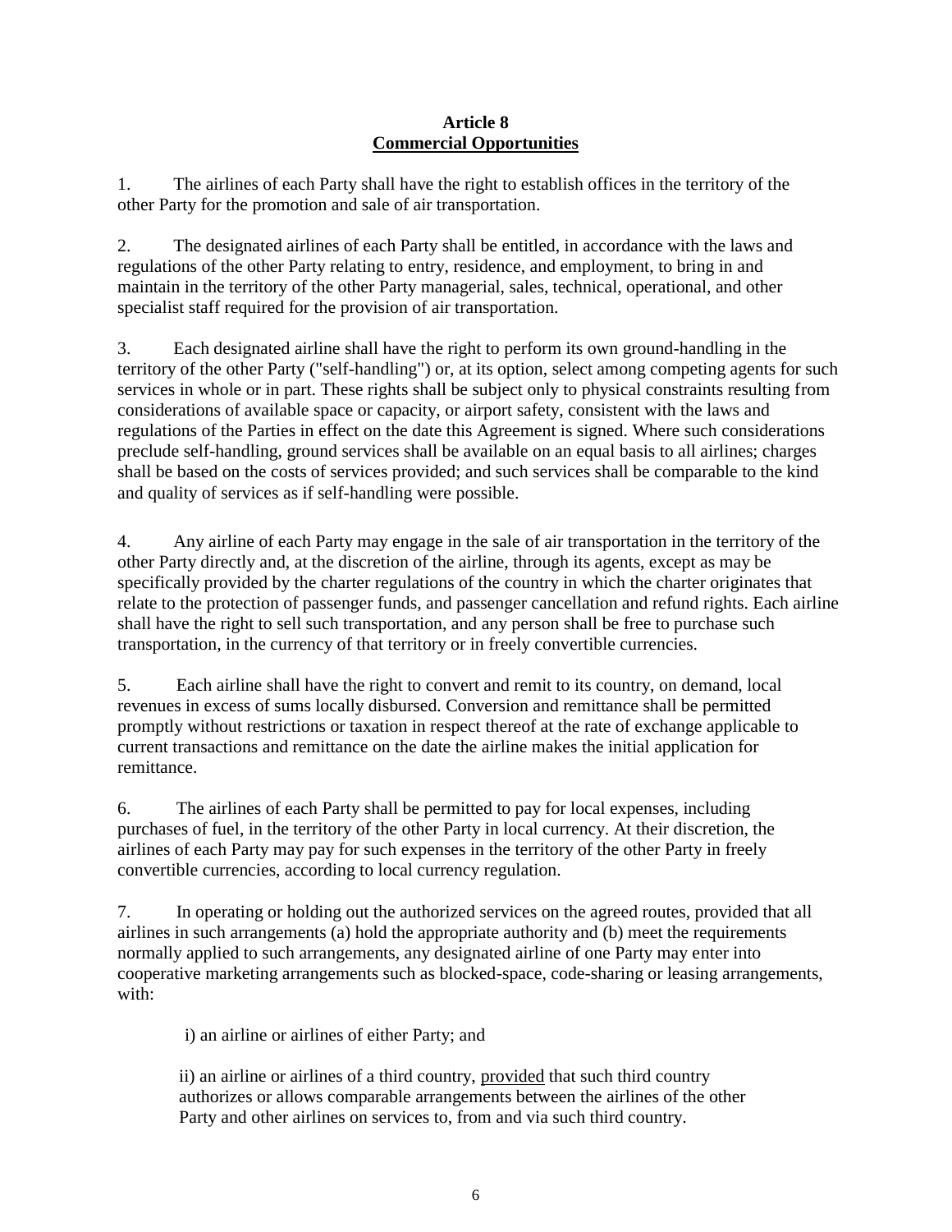## Article 8
## Commercial Opportunities

1. The airlines of each Party shall have the right to establish offices in the territory of the other Party for the promotion and sale of air transportation.

2. The designated airlines of each Party shall be entitled, in accordance with the laws and regulations of the other Party relating to entry, residence, and employment, to bring in and maintain in the territory of the other Party managerial, sales, technical, operational, and other specialist staff required for the provision of air transportation.

3. Each designated airline shall have the right to perform its own ground-handling in the territory of the other Party ("self-handling") or, at its option, select among competing agents for such services in whole or in part. These rights shall be subject only to physical constraints resulting from considerations of available space or capacity, or airport safety, consistent with the laws and regulations of the Parties in effect on the date this Agreement is signed. Where such considerations preclude self-handling, ground services shall be available on an equal basis to all airlines; charges shall be based on the costs of services provided; and such services shall be comparable to the kind and quality of services as if self-handling were possible.

4. Any airline of each Party may engage in the sale of air transportation in the territory of the other Party directly and, at the discretion of the airline, through its agents, except as may be specifically provided by the charter regulations of the country in which the charter originates that relate to the protection of passenger funds, and passenger cancellation and refund rights. Each airline shall have the right to sell such transportation, and any person shall be free to purchase such transportation, in the currency of that territory or in freely convertible currencies.

5. Each airline shall have the right to convert and remit to its country, on demand, local revenues in excess of sums locally disbursed. Conversion and remittance shall be permitted promptly without restrictions or taxation in respect thereof at the rate of exchange applicable to current transactions and remittance on the date the airline makes the initial application for remittance.

6. The airlines of each Party shall be permitted to pay for local expenses, including purchases of fuel, in the territory of the other Party in local currency. At their discretion, the airlines of each Party may pay for such expenses in the territory of the other Party in freely convertible currencies, according to local currency regulation.

7. In operating or holding out the authorized services on the agreed routes, provided that all airlines in such arrangements (a) hold the appropriate authority and (b) meet the requirements normally applied to such arrangements, any designated airline of one Party may enter into cooperative marketing arrangements such as blocked-space, code-sharing or leasing arrangements, with:

i) an airline or airlines of either Party; and

ii) an airline or airlines of a third country, provided that such third country authorizes or allows comparable arrangements between the airlines of the other Party and other airlines on services to, from and via such third country.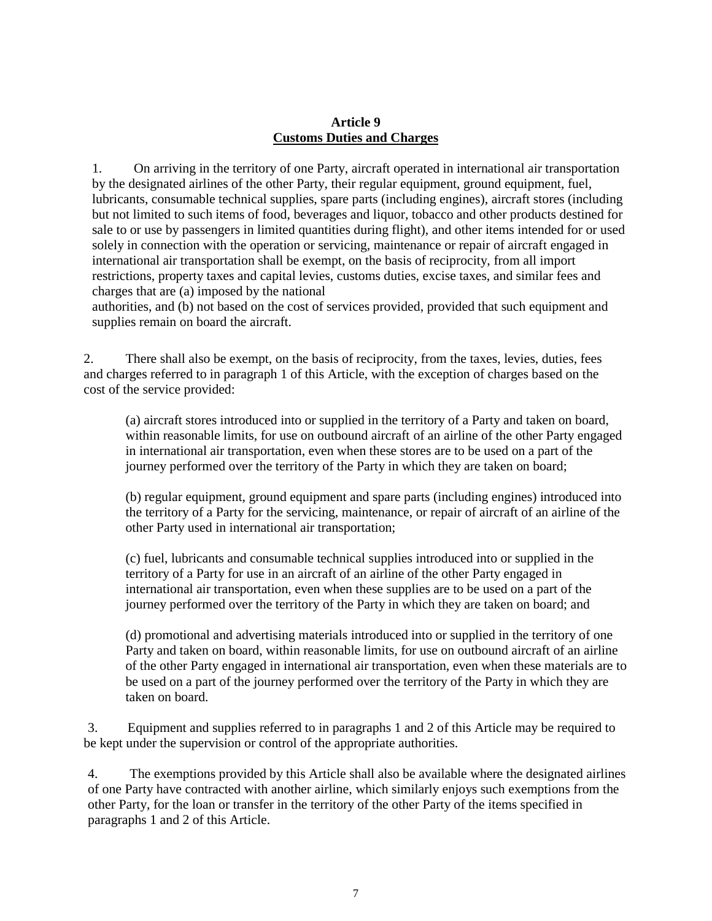**Article 9**
**Customs Duties and Charges**

1. On arriving in the territory of one Party, aircraft operated in international air transportation by the designated airlines of the other Party, their regular equipment, ground equipment, fuel, lubricants, consumable technical supplies, spare parts (including engines), aircraft stores (including but not limited to such items of food, beverages and liquor, tobacco and other products destined for sale to or use by passengers in limited quantities during flight), and other items intended for or used solely in connection with the operation or servicing, maintenance or repair of aircraft engaged in international air transportation shall be exempt, on the basis of reciprocity, from all import restrictions, property taxes and capital levies, customs duties, excise taxes, and similar fees and charges that are (a) imposed by the national authorities, and (b) not based on the cost of services provided, provided that such equipment and supplies remain on board the aircraft.

2. There shall also be exempt, on the basis of reciprocity, from the taxes, levies, duties, fees and charges referred to in paragraph 1 of this Article, with the exception of charges based on the cost of the service provided:

(a) aircraft stores introduced into or supplied in the territory of a Party and taken on board, within reasonable limits, for use on outbound aircraft of an airline of the other Party engaged in international air transportation, even when these stores are to be used on a part of the journey performed over the territory of the Party in which they are taken on board;

(b) regular equipment, ground equipment and spare parts (including engines) introduced into the territory of a Party for the servicing, maintenance, or repair of aircraft of an airline of the other Party used in international air transportation;

(c) fuel, lubricants and consumable technical supplies introduced into or supplied in the territory of a Party for use in an aircraft of an airline of the other Party engaged in international air transportation, even when these supplies are to be used on a part of the journey performed over the territory of the Party in which they are taken on board; and

(d) promotional and advertising materials introduced into or supplied in the territory of one Party and taken on board, within reasonable limits, for use on outbound aircraft of an airline of the other Party engaged in international air transportation, even when these materials are to be used on a part of the journey performed over the territory of the Party in which they are taken on board.

3. Equipment and supplies referred to in paragraphs 1 and 2 of this Article may be required to be kept under the supervision or control of the appropriate authorities.

4. The exemptions provided by this Article shall also be available where the designated airlines of one Party have contracted with another airline, which similarly enjoys such exemptions from the other Party, for the loan or transfer in the territory of the other Party of the items specified in paragraphs 1 and 2 of this Article.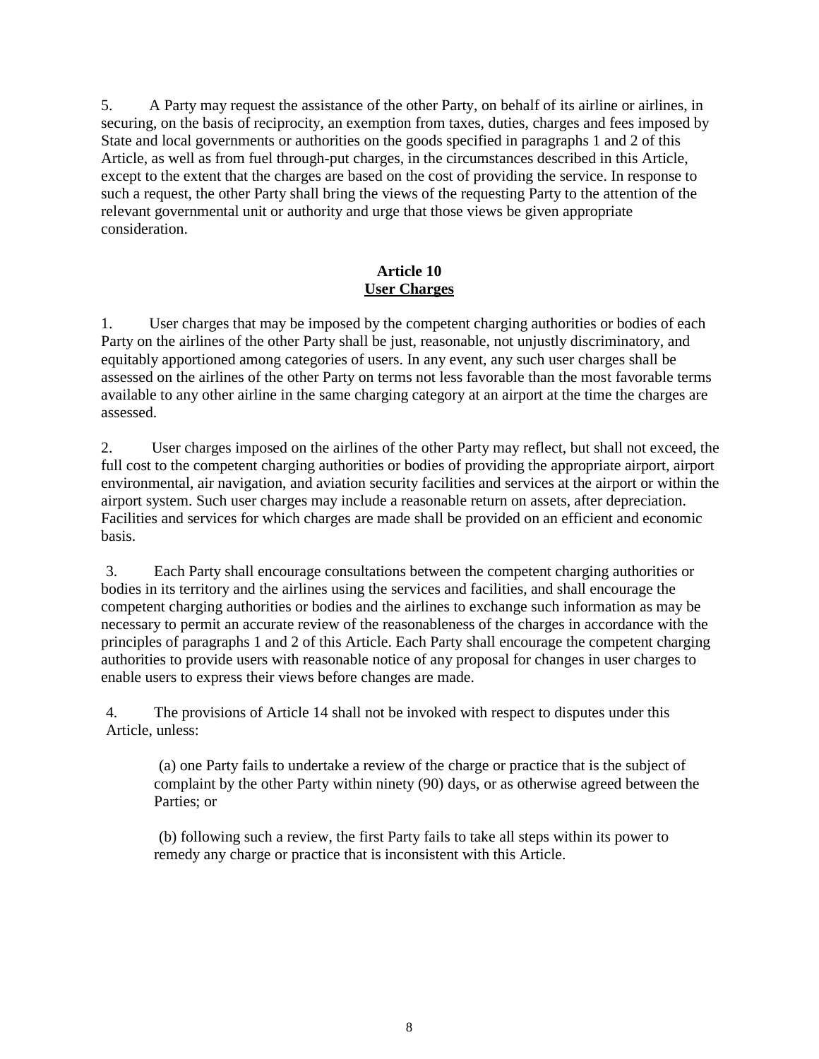5. A Party may request the assistance of the other Party, on behalf of its airline or airlines, in securing, on the basis of reciprocity, an exemption from taxes, duties, charges and fees imposed by State and local governments or authorities on the goods specified in paragraphs 1 and 2 of this Article, as well as from fuel through-put charges, in the circumstances described in this Article, except to the extent that the charges are based on the cost of providing the service. In response to such a request, the other Party shall bring the views of the requesting Party to the attention of the relevant governmental unit or authority and urge that those views be given appropriate consideration.

## Article 10
## User Charges

1. User charges that may be imposed by the competent charging authorities or bodies of each Party on the airlines of the other Party shall be just, reasonable, not unjustly discriminatory, and equitably apportioned among categories of users. In any event, any such user charges shall be assessed on the airlines of the other Party on terms not less favorable than the most favorable terms available to any other airline in the same charging category at an airport at the time the charges are assessed.

2. User charges imposed on the airlines of the other Party may reflect, but shall not exceed, the full cost to the competent charging authorities or bodies of providing the appropriate airport, airport environmental, air navigation, and aviation security facilities and services at the airport or within the airport system. Such user charges may include a reasonable return on assets, after depreciation. Facilities and services for which charges are made shall be provided on an efficient and economic basis.

3. Each Party shall encourage consultations between the competent charging authorities or bodies in its territory and the airlines using the services and facilities, and shall encourage the competent charging authorities or bodies and the airlines to exchange such information as may be necessary to permit an accurate review of the reasonableness of the charges in accordance with the principles of paragraphs 1 and 2 of this Article. Each Party shall encourage the competent charging authorities to provide users with reasonable notice of any proposal for changes in user charges to enable users to express their views before changes are made.

4. The provisions of Article 14 shall not be invoked with respect to disputes under this Article, unless:

(a) one Party fails to undertake a review of the charge or practice that is the subject of complaint by the other Party within ninety (90) days, or as otherwise agreed between the Parties; or

(b) following such a review, the first Party fails to take all steps within its power to remedy any charge or practice that is inconsistent with this Article.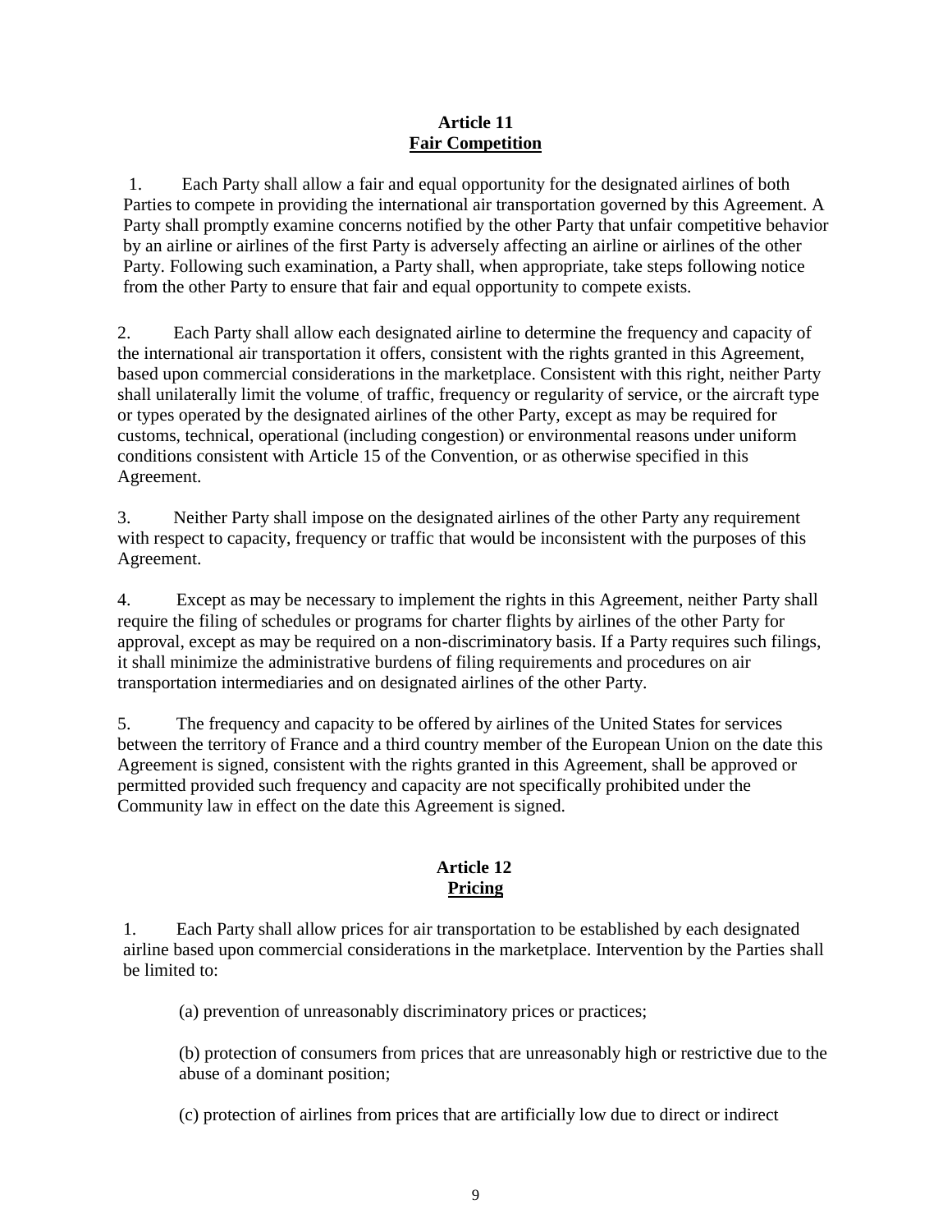## Article 11
## Fair Competition

1. Each Party shall allow a fair and equal opportunity for the designated airlines of both Parties to compete in providing the international air transportation governed by this Agreement. A Party shall promptly examine concerns notified by the other Party that unfair competitive behavior by an airline or airlines of the first Party is adversely affecting an airline or airlines of the other Party. Following such examination, a Party shall, when appropriate, take steps following notice from the other Party to ensure that fair and equal opportunity to compete exists.

2. Each Party shall allow each designated airline to determine the frequency and capacity of the international air transportation it offers, consistent with the rights granted in this Agreement, based upon commercial considerations in the marketplace. Consistent with this right, neither Party shall unilaterally limit the volume of traffic, frequency or regularity of service, or the aircraft type or types operated by the designated airlines of the other Party, except as may be required for customs, technical, operational (including congestion) or environmental reasons under uniform conditions consistent with Article 15 of the Convention, or as otherwise specified in this Agreement.

3. Neither Party shall impose on the designated airlines of the other Party any requirement with respect to capacity, frequency or traffic that would be inconsistent with the purposes of this Agreement.

4. Except as may be necessary to implement the rights in this Agreement, neither Party shall require the filing of schedules or programs for charter flights by airlines of the other Party for approval, except as may be required on a non-discriminatory basis. If a Party requires such filings, it shall minimize the administrative burdens of filing requirements and procedures on air transportation intermediaries and on designated airlines of the other Party.

5. The frequency and capacity to be offered by airlines of the United States for services between the territory of France and a third country member of the European Union on the date this Agreement is signed, consistent with the rights granted in this Agreement, shall be approved or permitted provided such frequency and capacity are not specifically prohibited under the Community law in effect on the date this Agreement is signed.

## Article 12
## Pricing

1. Each Party shall allow prices for air transportation to be established by each designated airline based upon commercial considerations in the marketplace. Intervention by the Parties shall be limited to:

(a) prevention of unreasonably discriminatory prices or practices;

(b) protection of consumers from prices that are unreasonably high or restrictive due to the abuse of a dominant position;

(c) protection of airlines from prices that are artificially low due to direct or indirect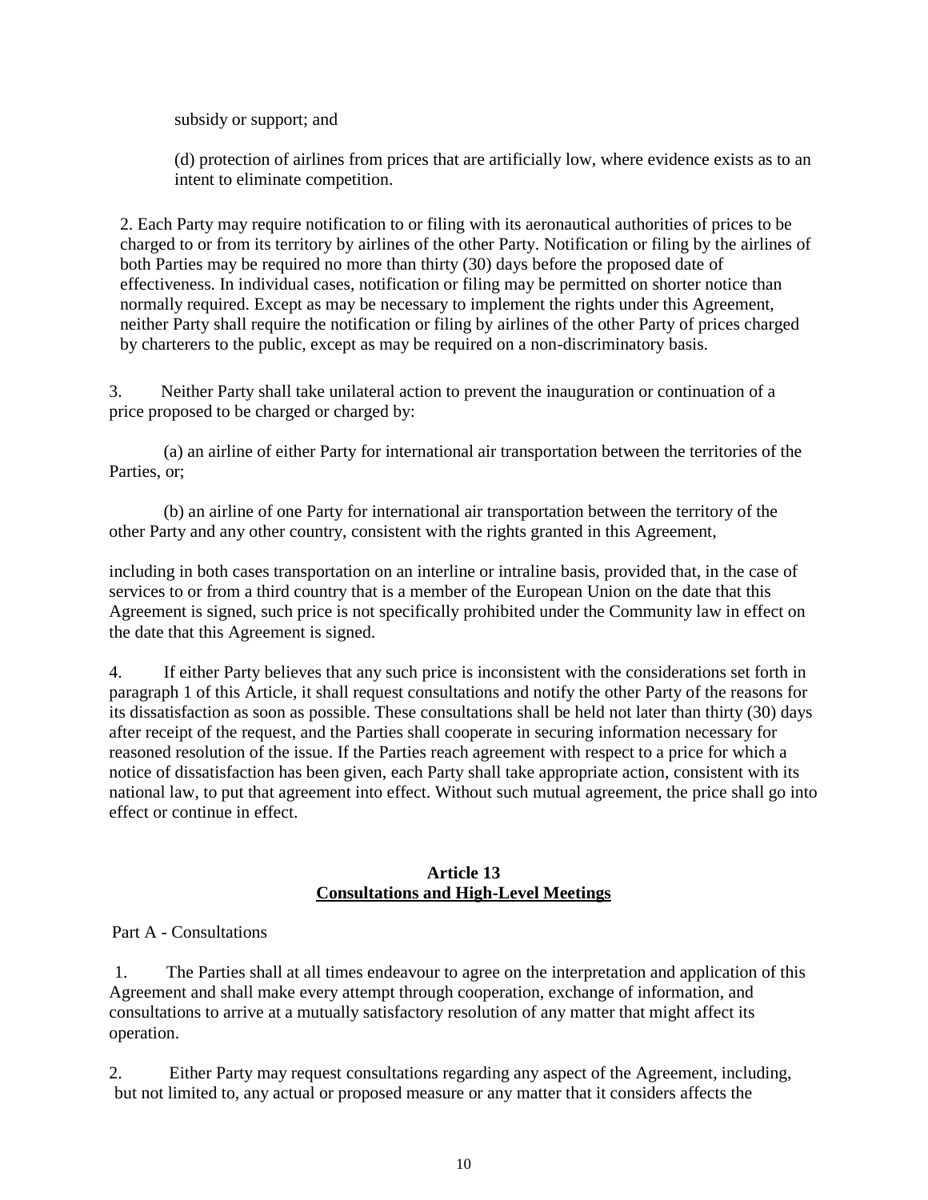subsidy or support; and

(d) protection of airlines from prices that are artificially low, where evidence exists as to an intent to eliminate competition.

2. Each Party may require notification to or filing with its aeronautical authorities of prices to be charged to or from its territory by airlines of the other Party. Notification or filing by the airlines of both Parties may be required no more than thirty (30) days before the proposed date of effectiveness. In individual cases, notification or filing may be permitted on shorter notice than normally required. Except as may be necessary to implement the rights under this Agreement, neither Party shall require the notification or filing by airlines of the other Party of prices charged by charterers to the public, except as may be required on a non-discriminatory basis.

3. Neither Party shall take unilateral action to prevent the inauguration or continuation of a price proposed to be charged or charged by:

(a) an airline of either Party for international air transportation between the territories of the Parties, or;

(b) an airline of one Party for international air transportation between the territory of the other Party and any other country, consistent with the rights granted in this Agreement,

including in both cases transportation on an interline or intraline basis, provided that, in the case of services to or from a third country that is a member of the European Union on the date that this Agreement is signed, such price is not specifically prohibited under the Community law in effect on the date that this Agreement is signed.

4. If either Party believes that any such price is inconsistent with the considerations set forth in paragraph 1 of this Article, it shall request consultations and notify the other Party of the reasons for its dissatisfaction as soon as possible. These consultations shall be held not later than thirty (30) days after receipt of the request, and the Parties shall cooperate in securing information necessary for reasoned resolution of the issue. If the Parties reach agreement with respect to a price for which a notice of dissatisfaction has been given, each Party shall take appropriate action, consistent with its national law, to put that agreement into effect. Without such mutual agreement, the price shall go into effect or continue in effect.

## Article 13
## Consultations and High-Level Meetings

Part A - Consultations

1. The Parties shall at all times endeavour to agree on the interpretation and application of this Agreement and shall make every attempt through cooperation, exchange of information, and consultations to arrive at a mutually satisfactory resolution of any matter that might affect its operation.

2. Either Party may request consultations regarding any aspect of the Agreement, including, but not limited to, any actual or proposed measure or any matter that it considers affects the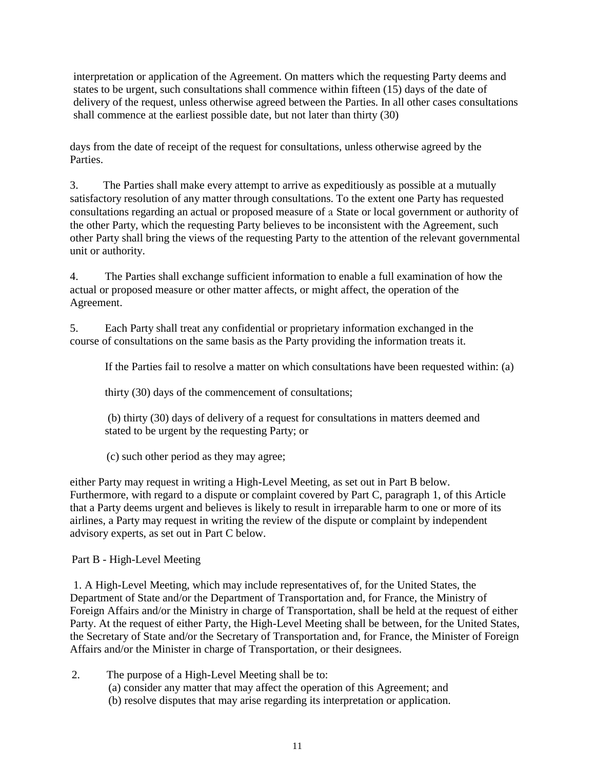interpretation or application of the Agreement. On matters which the requesting Party deems and states to be urgent, such consultations shall commence within fifteen (15) days of the date of delivery of the request, unless otherwise agreed between the Parties. In all other cases consultations shall commence at the earliest possible date, but not later than thirty (30)

days from the date of receipt of the request for consultations, unless otherwise agreed by the Parties.

3. The Parties shall make every attempt to arrive as expeditiously as possible at a mutually satisfactory resolution of any matter through consultations. To the extent one Party has requested consultations regarding an actual or proposed measure of a State or local government or authority of the other Party, which the requesting Party believes to be inconsistent with the Agreement, such other Party shall bring the views of the requesting Party to the attention of the relevant governmental unit or authority.

4. The Parties shall exchange sufficient information to enable a full examination of how the actual or proposed measure or other matter affects, or might affect, the operation of the Agreement.

5. Each Party shall treat any confidential or proprietary information exchanged in the course of consultations on the same basis as the Party providing the information treats it.

If the Parties fail to resolve a matter on which consultations have been requested within: (a)

thirty (30) days of the commencement of consultations;

(b) thirty (30) days of delivery of a request for consultations in matters deemed and stated to be urgent by the requesting Party; or

(c) such other period as they may agree;

either Party may request in writing a High-Level Meeting, as set out in Part B below. Furthermore, with regard to a dispute or complaint covered by Part C, paragraph 1, of this Article that a Party deems urgent and believes is likely to result in irreparable harm to one or more of its airlines, a Party may request in writing the review of the dispute or complaint by independent advisory experts, as set out in Part C below.

Part B - High-Level Meeting

1. A High-Level Meeting, which may include representatives of, for the United States, the Department of State and/or the Department of Transportation and, for France, the Ministry of Foreign Affairs and/or the Ministry in charge of Transportation, shall be held at the request of either Party. At the request of either Party, the High-Level Meeting shall be between, for the United States, the Secretary of State and/or the Secretary of Transportation and, for France, the Minister of Foreign Affairs and/or the Minister in charge of Transportation, or their designees.

2. The purpose of a High-Level Meeting shall be to:
   (a) consider any matter that may affect the operation of this Agreement; and
   (b) resolve disputes that may arise regarding its interpretation or application.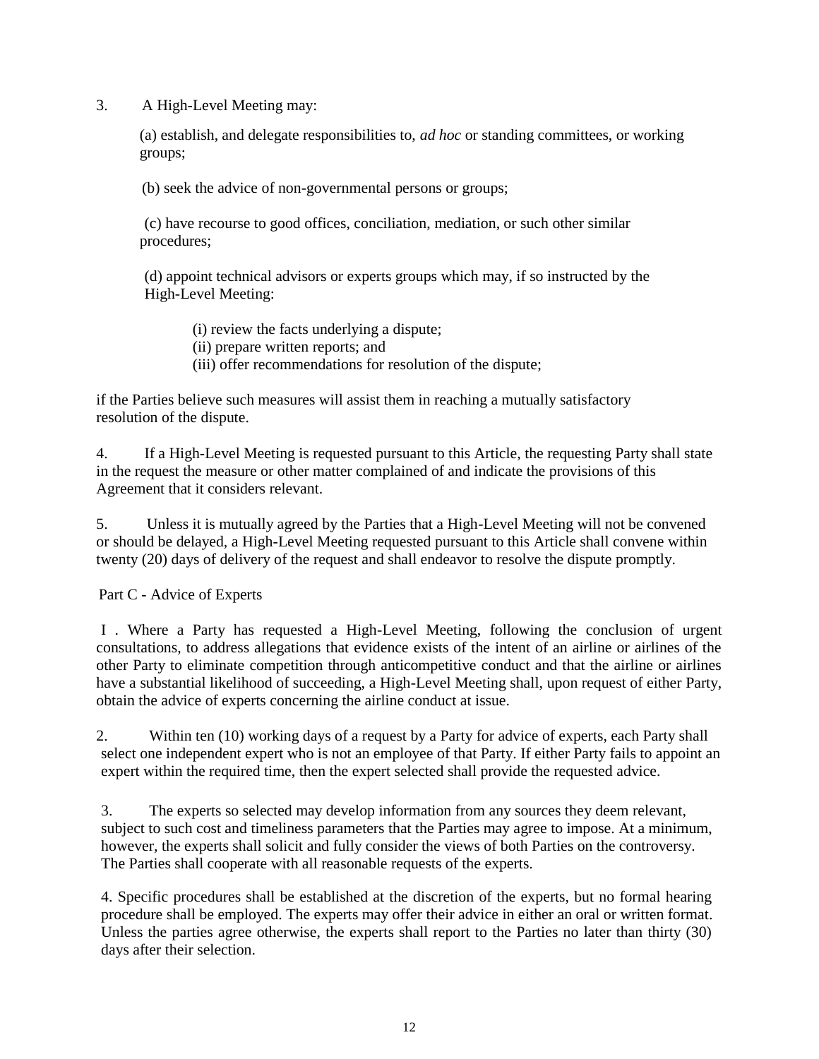3. A High-Level Meeting may:

(a) establish, and delegate responsibilities to, *ad hoc* or standing committees, or working groups;

(b) seek the advice of non-governmental persons or groups;

(c) have recourse to good offices, conciliation, mediation, or such other similar procedures;

(d) appoint technical advisors or experts groups which may, if so instructed by the High-Level Meeting:

(i) review the facts underlying a dispute;
(ii) prepare written reports; and
(iii) offer recommendations for resolution of the dispute;

if the Parties believe such measures will assist them in reaching a mutually satisfactory resolution of the dispute.

4. If a High-Level Meeting is requested pursuant to this Article, the requesting Party shall state in the request the measure or other matter complained of and indicate the provisions of this Agreement that it considers relevant.

5. Unless it is mutually agreed by the Parties that a High-Level Meeting will not be convened or should be delayed, a High-Level Meeting requested pursuant to this Article shall convene within twenty (20) days of delivery of the request and shall endeavor to resolve the dispute promptly.

Part C - Advice of Experts

I . Where a Party has requested a High-Level Meeting, following the conclusion of urgent consultations, to address allegations that evidence exists of the intent of an airline or airlines of the other Party to eliminate competition through anticompetitive conduct and that the airline or airlines have a substantial likelihood of succeeding, a High-Level Meeting shall, upon request of either Party, obtain the advice of experts concerning the airline conduct at issue.

2. Within ten (10) working days of a request by a Party for advice of experts, each Party shall select one independent expert who is not an employee of that Party. If either Party fails to appoint an expert within the required time, then the expert selected shall provide the requested advice.

3. The experts so selected may develop information from any sources they deem relevant, subject to such cost and timeliness parameters that the Parties may agree to impose. At a minimum, however, the experts shall solicit and fully consider the views of both Parties on the controversy. The Parties shall cooperate with all reasonable requests of the experts.

4. Specific procedures shall be established at the discretion of the experts, but no formal hearing procedure shall be employed. The experts may offer their advice in either an oral or written format. Unless the parties agree otherwise, the experts shall report to the Parties no later than thirty (30) days after their selection.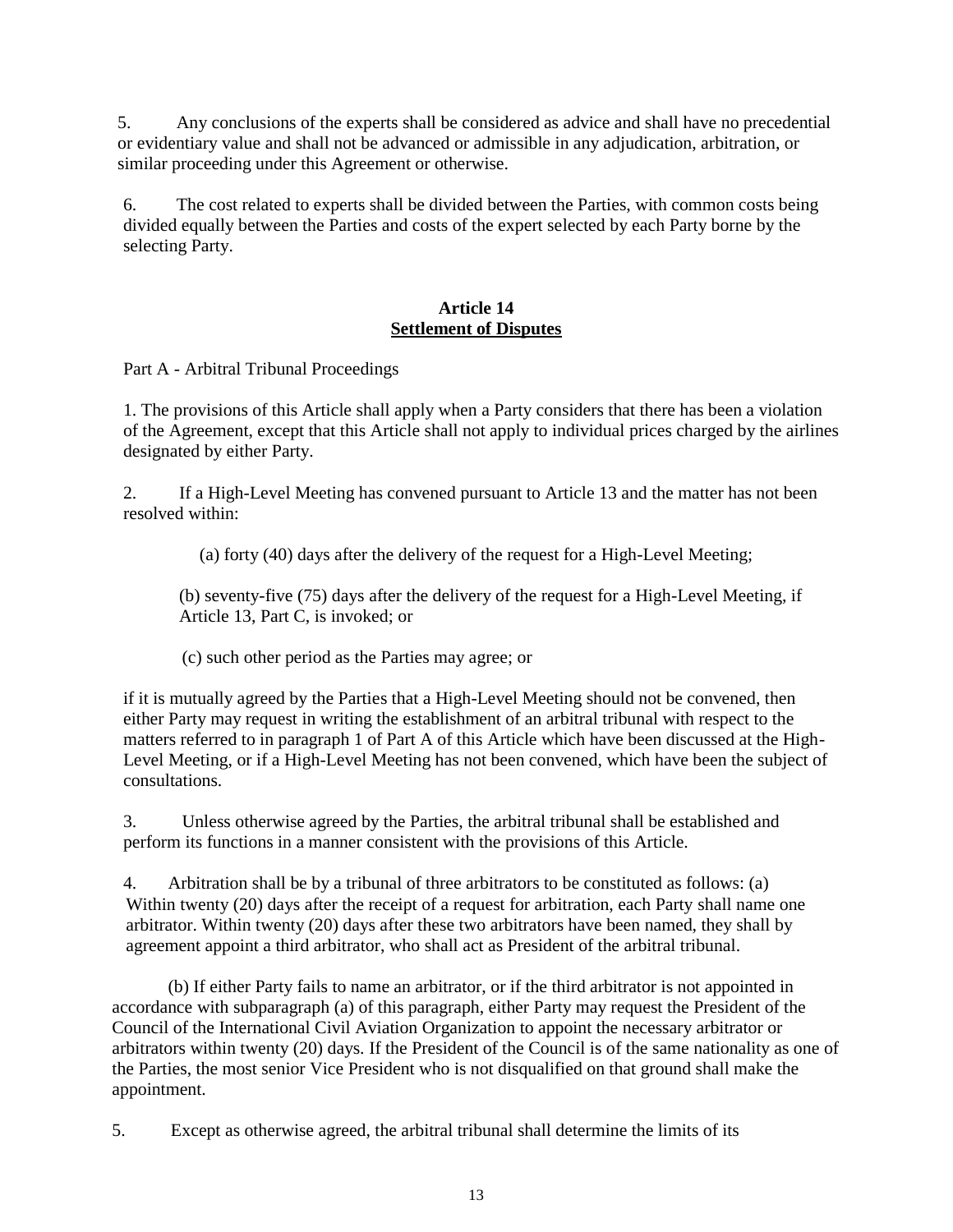5. Any conclusions of the experts shall be considered as advice and shall have no precedential or evidentiary value and shall not be advanced or admissible in any adjudication, arbitration, or similar proceeding under this Agreement or otherwise.

6. The cost related to experts shall be divided between the Parties, with common costs being divided equally between the Parties and costs of the expert selected by each Party borne by the selecting Party.

## Article 14
## Settlement of Disputes

Part A - Arbitral Tribunal Proceedings

1. The provisions of this Article shall apply when a Party considers that there has been a violation of the Agreement, except that this Article shall not apply to individual prices charged by the airlines designated by either Party.

2. If a High-Level Meeting has convened pursuant to Article 13 and the matter has not been resolved within:

(a) forty (40) days after the delivery of the request for a High-Level Meeting;

(b) seventy-five (75) days after the delivery of the request for a High-Level Meeting, if Article 13, Part C, is invoked; or

(c) such other period as the Parties may agree; or

if it is mutually agreed by the Parties that a High-Level Meeting should not be convened, then either Party may request in writing the establishment of an arbitral tribunal with respect to the matters referred to in paragraph 1 of Part A of this Article which have been discussed at the High-Level Meeting, or if a High-Level Meeting has not been convened, which have been the subject of consultations.

3. Unless otherwise agreed by the Parties, the arbitral tribunal shall be established and perform its functions in a manner consistent with the provisions of this Article.

4. Arbitration shall be by a tribunal of three arbitrators to be constituted as follows: (a) Within twenty (20) days after the receipt of a request for arbitration, each Party shall name one arbitrator. Within twenty (20) days after these two arbitrators have been named, they shall by agreement appoint a third arbitrator, who shall act as President of the arbitral tribunal.

(b) If either Party fails to name an arbitrator, or if the third arbitrator is not appointed in accordance with subparagraph (a) of this paragraph, either Party may request the President of the Council of the International Civil Aviation Organization to appoint the necessary arbitrator or arbitrators within twenty (20) days. If the President of the Council is of the same nationality as one of the Parties, the most senior Vice President who is not disqualified on that ground shall make the appointment.

5. Except as otherwise agreed, the arbitral tribunal shall determine the limits of its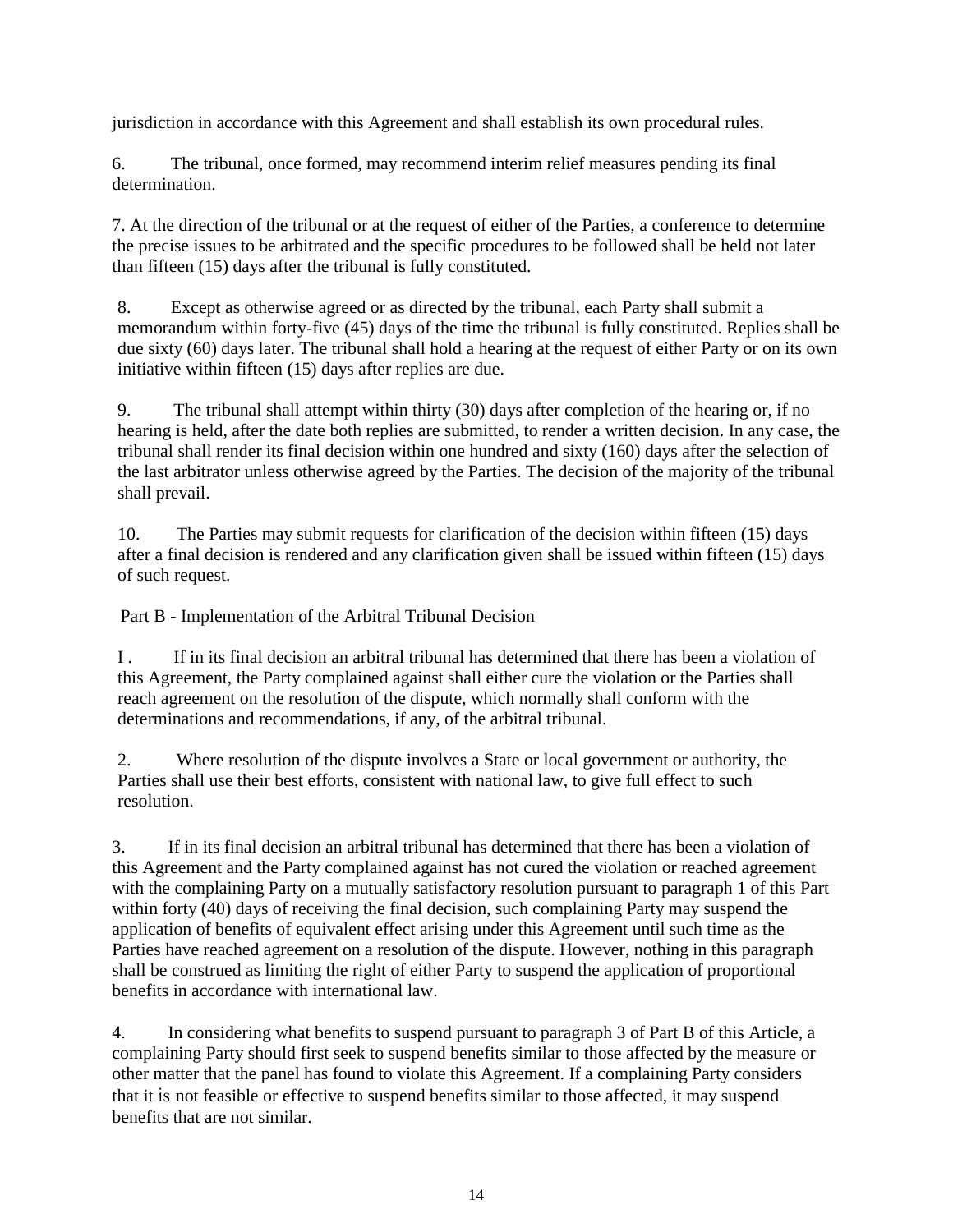jurisdiction in accordance with this Agreement and shall establish its own procedural rules.

6. The tribunal, once formed, may recommend interim relief measures pending its final determination.

7. At the direction of the tribunal or at the request of either of the Parties, a conference to determine the precise issues to be arbitrated and the specific procedures to be followed shall be held not later than fifteen (15) days after the tribunal is fully constituted.

8. Except as otherwise agreed or as directed by the tribunal, each Party shall submit a memorandum within forty-five (45) days of the time the tribunal is fully constituted. Replies shall be due sixty (60) days later. The tribunal shall hold a hearing at the request of either Party or on its own initiative within fifteen (15) days after replies are due.

9. The tribunal shall attempt within thirty (30) days after completion of the hearing or, if no hearing is held, after the date both replies are submitted, to render a written decision. In any case, the tribunal shall render its final decision within one hundred and sixty (160) days after the selection of the last arbitrator unless otherwise agreed by the Parties. The decision of the majority of the tribunal shall prevail.

10. The Parties may submit requests for clarification of the decision within fifteen (15) days after a final decision is rendered and any clarification given shall be issued within fifteen (15) days of such request.

Part B - Implementation of the Arbitral Tribunal Decision

1. If in its final decision an arbitral tribunal has determined that there has been a violation of this Agreement, the Party complained against shall either cure the violation or the Parties shall reach agreement on the resolution of the dispute, which normally shall conform with the determinations and recommendations, if any, of the arbitral tribunal.

2. Where resolution of the dispute involves a State or local government or authority, the Parties shall use their best efforts, consistent with national law, to give full effect to such resolution.

3. If in its final decision an arbitral tribunal has determined that there has been a violation of this Agreement and the Party complained against has not cured the violation or reached agreement with the complaining Party on a mutually satisfactory resolution pursuant to paragraph 1 of this Part within forty (40) days of receiving the final decision, such complaining Party may suspend the application of benefits of equivalent effect arising under this Agreement until such time as the Parties have reached agreement on a resolution of the dispute. However, nothing in this paragraph shall be construed as limiting the right of either Party to suspend the application of proportional benefits in accordance with international law.

4. In considering what benefits to suspend pursuant to paragraph 3 of Part B of this Article, a complaining Party should first seek to suspend benefits similar to those affected by the measure or other matter that the panel has found to violate this Agreement. If a complaining Party considers that it is not feasible or effective to suspend benefits similar to those affected, it may suspend benefits that are not similar.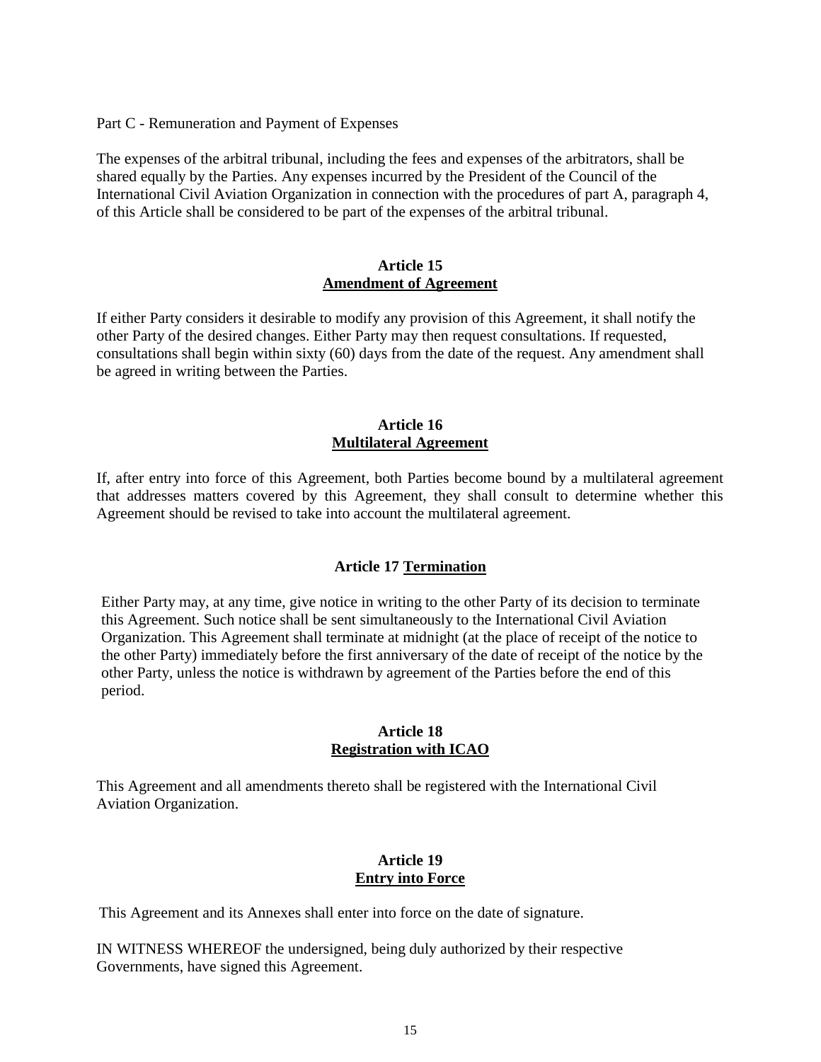Part C - Remuneration and Payment of Expenses

The expenses of the arbitral tribunal, including the fees and expenses of the arbitrators, shall be shared equally by the Parties. Any expenses incurred by the President of the Council of the International Civil Aviation Organization in connection with the procedures of part A, paragraph 4, of this Article shall be considered to be part of the expenses of the arbitral tribunal.

## Article 15
## Amendment of Agreement

If either Party considers it desirable to modify any provision of this Agreement, it shall notify the other Party of the desired changes. Either Party may then request consultations. If requested, consultations shall begin within sixty (60) days from the date of the request. Any amendment shall be agreed in writing between the Parties.

## Article 16
## Multilateral Agreement

If, after entry into force of this Agreement, both Parties become bound by a multilateral agreement that addresses matters covered by this Agreement, they shall consult to determine whether this Agreement should be revised to take into account the multilateral agreement.

## Article 17 Termination

Either Party may, at any time, give notice in writing to the other Party of its decision to terminate this Agreement. Such notice shall be sent simultaneously to the International Civil Aviation Organization. This Agreement shall terminate at midnight (at the place of receipt of the notice to the other Party) immediately before the first anniversary of the date of receipt of the notice by the other Party, unless the notice is withdrawn by agreement of the Parties before the end of this period.

## Article 18
## Registration with ICAO

This Agreement and all amendments thereto shall be registered with the International Civil Aviation Organization.

## Article 19
## Entry into Force

This Agreement and its Annexes shall enter into force on the date of signature.

IN WITNESS WHEREOF the undersigned, being duly authorized by their respective Governments, have signed this Agreement.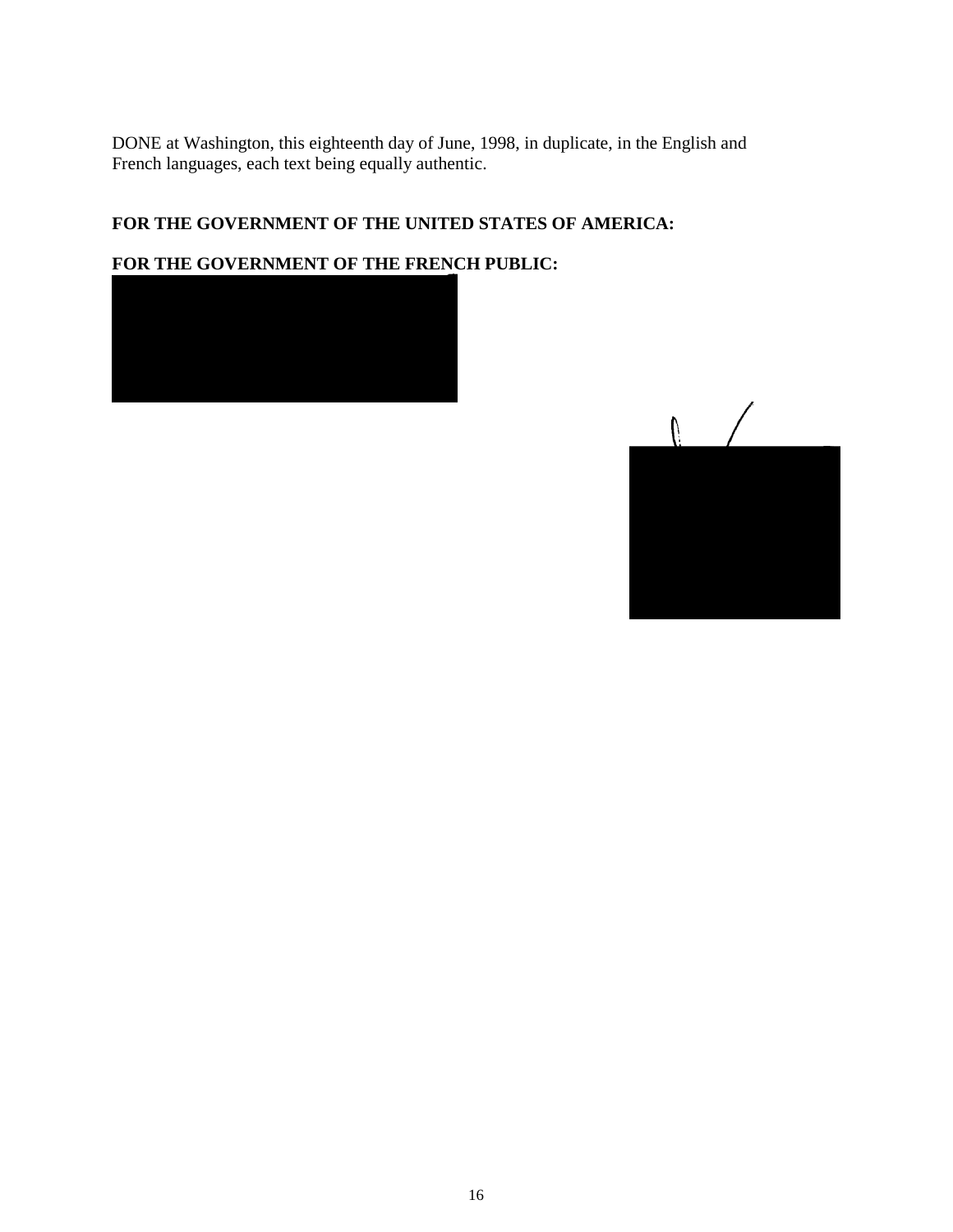DONE at Washington, this eighteenth day of June, 1998, in duplicate, in the English and French languages, each text being equally authentic.

**FOR THE GOVERNMENT OF THE UNITED STATES OF AMERICA:**

**FOR THE GOVERNMENT OF THE FRENCH PUBLIC:**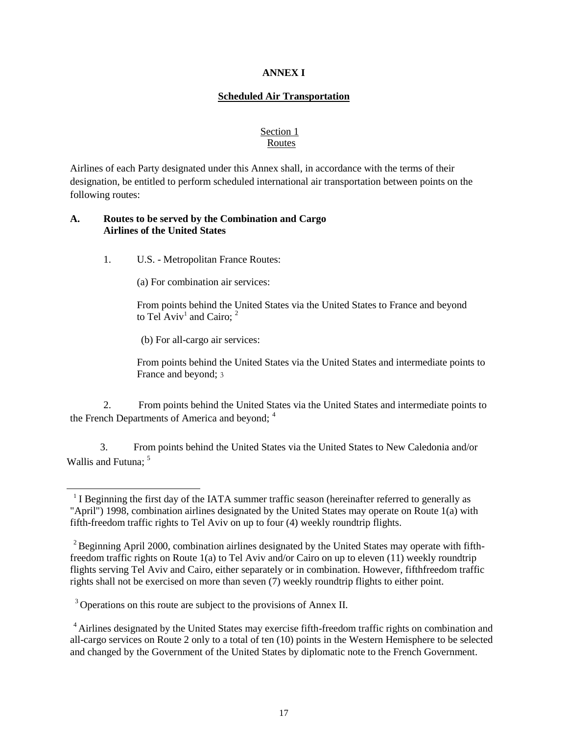**ANNEX I**

**Scheduled Air Transportation**

Section 1
Routes

Airlines of each Party designated under this Annex shall, in accordance with the terms of their designation, be entitled to perform scheduled international air transportation between points on the following routes:

**A. Routes to be served by the Combination and Cargo Airlines of the United States**

1. U.S. - Metropolitan France Routes:

(a) For combination air services:

From points behind the United States via the United States to France and beyond to Tel Aviv[1] and Cairo; [2]

(b) For all-cargo air services:

From points behind the United States via the United States and intermediate points to France and beyond; [3]

2. From points behind the United States via the United States and intermediate points to the French Departments of America and beyond; [4]

3. From points behind the United States via the United States to New Caledonia and/or Wallis and Futuna; [5]

---

[1] I Beginning the first day of the IATA summer traffic season (hereinafter referred to generally as "April") 1998, combination airlines designated by the United States may operate on Route 1(a) with fifth-freedom traffic rights to Tel Aviv on up to four (4) weekly roundtrip flights.

[2] Beginning April 2000, combination airlines designated by the United States may operate with fifth-freedom traffic rights on Route 1(a) to Tel Aviv and/or Cairo on up to eleven (11) weekly roundtrip flights serving Tel Aviv and Cairo, either separately or in combination. However, fifthfreedom traffic rights shall not be exercised on more than seven (7) weekly roundtrip flights to either point.

[3] Operations on this route are subject to the provisions of Annex II.

[4] Airlines designated by the United States may exercise fifth-freedom traffic rights on combination and all-cargo services on Route 2 only to a total of ten (10) points in the Western Hemisphere to be selected and changed by the Government of the United States by diplomatic note to the French Government.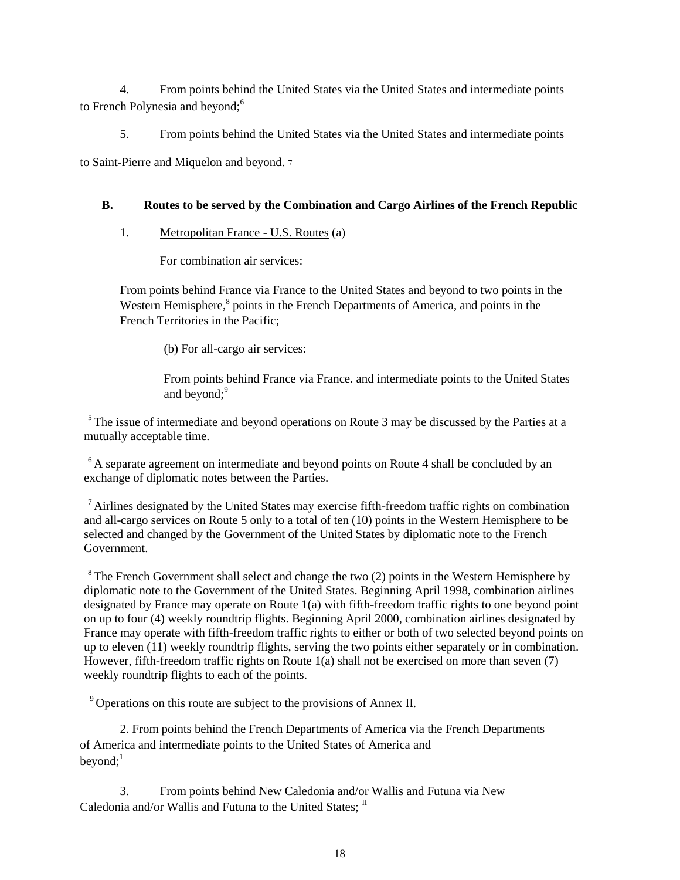4. From points behind the United States via the United States and intermediate points to French Polynesia and beyond;[6]

5. From points behind the United States via the United States and intermediate points to Saint-Pierre and Miquelon and beyond. [7]

**B. Routes to be served by the Combination and Cargo Airlines of the French Republic**

1. Metropolitan France - U.S. Routes (a)

For combination air services:

From points behind France via France to the United States and beyond to two points in the Western Hemisphere,[8] points in the French Departments of America, and points in the French Territories in the Pacific;

(b) For all-cargo air services:

From points behind France via France. and intermediate points to the United States and beyond;[9]

[5] The issue of intermediate and beyond operations on Route 3 may be discussed by the Parties at a mutually acceptable time.

[6] A separate agreement on intermediate and beyond points on Route 4 shall be concluded by an exchange of diplomatic notes between the Parties.

[7] Airlines designated by the United States may exercise fifth-freedom traffic rights on combination and all-cargo services on Route 5 only to a total of ten (10) points in the Western Hemisphere to be selected and changed by the Government of the United States by diplomatic note to the French Government.

[8] The French Government shall select and change the two (2) points in the Western Hemisphere by diplomatic note to the Government of the United States. Beginning April 1998, combination airlines designated by France may operate on Route 1(a) with fifth-freedom traffic rights to one beyond point on up to four (4) weekly roundtrip flights. Beginning April 2000, combination airlines designated by France may operate with fifth-freedom traffic rights to either or both of two selected beyond points on up to eleven (11) weekly roundtrip flights, serving the two points either separately or in combination. However, fifth-freedom traffic rights on Route 1(a) shall not be exercised on more than seven (7) weekly roundtrip flights to each of the points.

[9] Operations on this route are subject to the provisions of Annex II.

2. From points behind the French Departments of America via the French Departments of America and intermediate points to the United States of America and beyond;[1]

3. From points behind New Caledonia and/or Wallis and Futuna via New Caledonia and/or Wallis and Futuna to the United States; [II]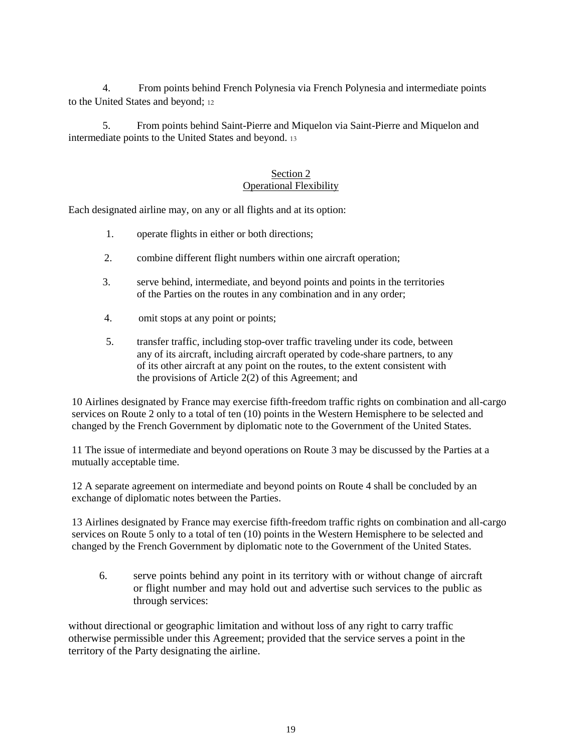4. From points behind French Polynesia via French Polynesia and intermediate points to the United States and beyond; [12]

5. From points behind Saint-Pierre and Miquelon via Saint-Pierre and Miquelon and intermediate points to the United States and beyond. [13]

## Section 2
## Operational Flexibility

Each designated airline may, on any or all flights and at its option:

1. operate flights in either or both directions;

2. combine different flight numbers within one aircraft operation;

3. serve behind, intermediate, and beyond points and points in the territories of the Parties on the routes in any combination and in any order;

4. omit stops at any point or points;

5. transfer traffic, including stop-over traffic traveling under its code, between any of its aircraft, including aircraft operated by code-share partners, to any of its other aircraft at any point on the routes, to the extent consistent with the provisions of Article 2(2) of this Agreement; and

10 Airlines designated by France may exercise fifth-freedom traffic rights on combination and all-cargo services on Route 2 only to a total of ten (10) points in the Western Hemisphere to be selected and changed by the French Government by diplomatic note to the Government of the United States.

11 The issue of intermediate and beyond operations on Route 3 may be discussed by the Parties at a mutually acceptable time.

12 A separate agreement on intermediate and beyond points on Route 4 shall be concluded by an exchange of diplomatic notes between the Parties.

13 Airlines designated by France may exercise fifth-freedom traffic rights on combination and all-cargo services on Route 5 only to a total of ten (10) points in the Western Hemisphere to be selected and changed by the French Government by diplomatic note to the Government of the United States.

6. serve points behind any point in its territory with or without change of aircraft or flight number and may hold out and advertise such services to the public as through services:

without directional or geographic limitation and without loss of any right to carry traffic otherwise permissible under this Agreement; provided that the service serves a point in the territory of the Party designating the airline.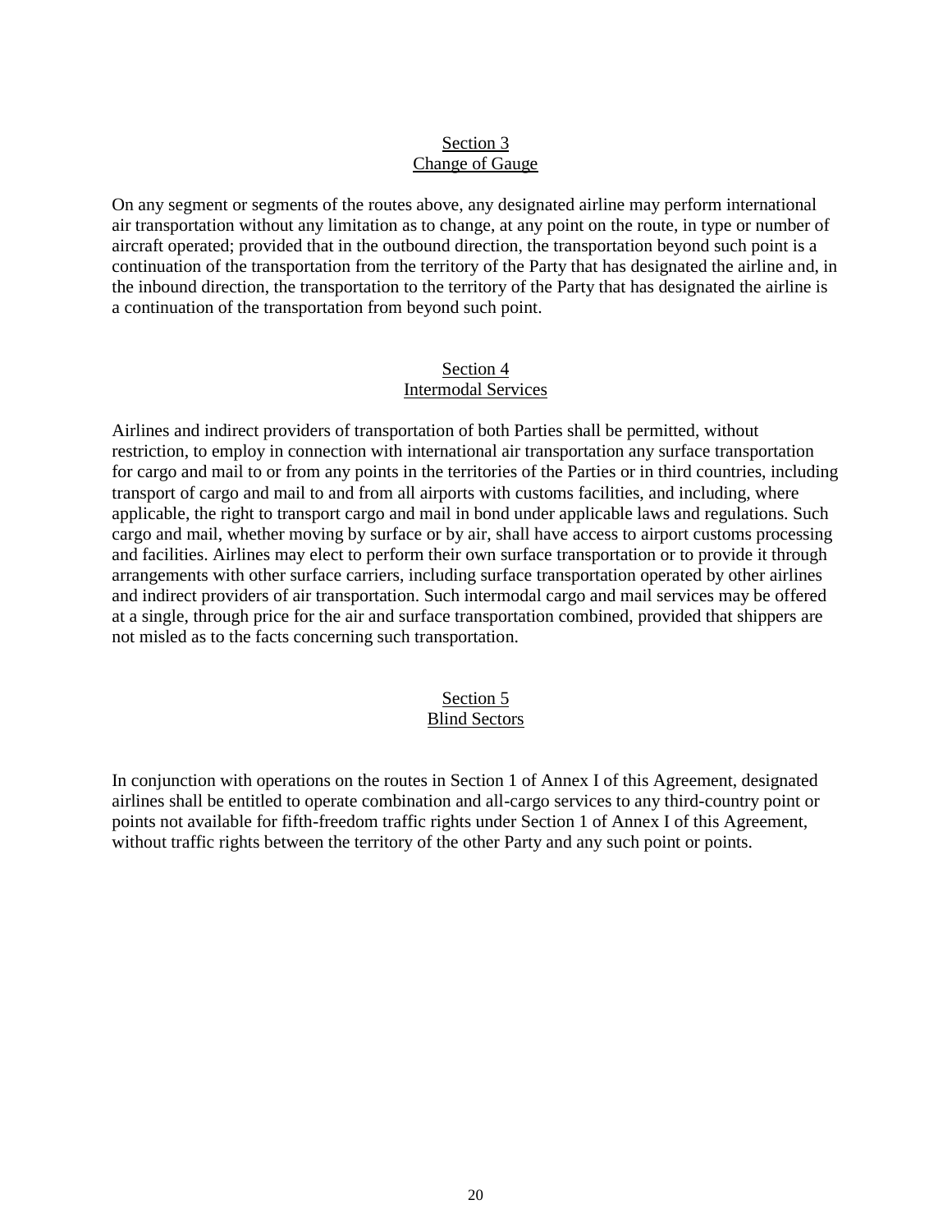## Section 3
## Change of Gauge

On any segment or segments of the routes above, any designated airline may perform international air transportation without any limitation as to change, at any point on the route, in type or number of aircraft operated; provided that in the outbound direction, the transportation beyond such point is a continuation of the transportation from the territory of the Party that has designated the airline and, in the inbound direction, the transportation to the territory of the Party that has designated the airline is a continuation of the transportation from beyond such point.

## Section 4
## Intermodal Services

Airlines and indirect providers of transportation of both Parties shall be permitted, without restriction, to employ in connection with international air transportation any surface transportation for cargo and mail to or from any points in the territories of the Parties or in third countries, including transport of cargo and mail to and from all airports with customs facilities, and including, where applicable, the right to transport cargo and mail in bond under applicable laws and regulations. Such cargo and mail, whether moving by surface or by air, shall have access to airport customs processing and facilities. Airlines may elect to perform their own surface transportation or to provide it through arrangements with other surface carriers, including surface transportation operated by other airlines and indirect providers of air transportation. Such intermodal cargo and mail services may be offered at a single, through price for the air and surface transportation combined, provided that shippers are not misled as to the facts concerning such transportation.

## Section 5
## Blind Sectors

In conjunction with operations on the routes in Section 1 of Annex I of this Agreement, designated airlines shall be entitled to operate combination and all-cargo services to any third-country point or points not available for fifth-freedom traffic rights under Section 1 of Annex I of this Agreement, without traffic rights between the territory of the other Party and any such point or points.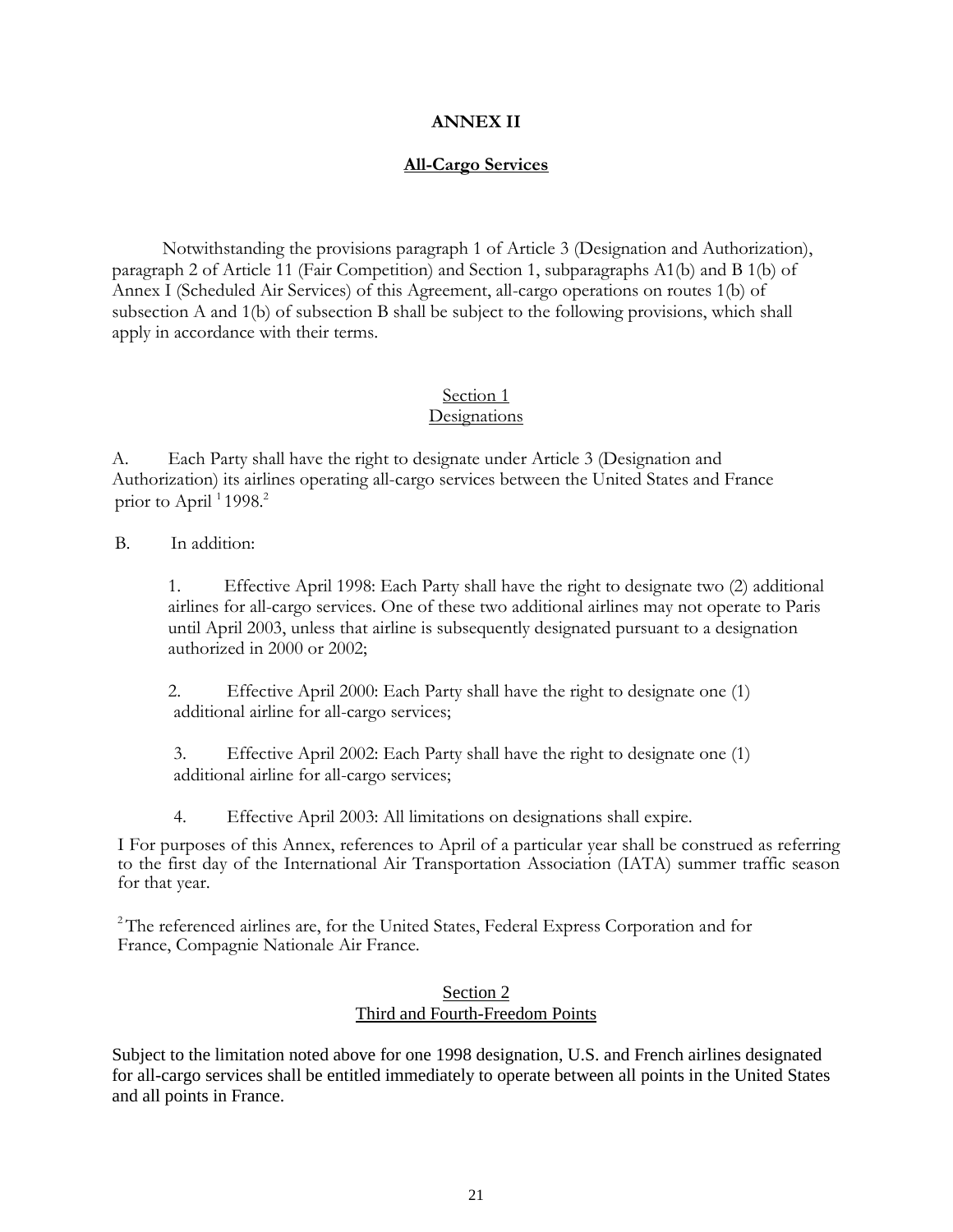# ANNEX II

## All-Cargo Services

Notwithstanding the provisions paragraph 1 of Article 3 (Designation and Authorization), paragraph 2 of Article 11 (Fair Competition) and Section 1, subparagraphs A1(b) and B 1(b) of Annex I (Scheduled Air Services) of this Agreement, all-cargo operations on routes 1(b) of subsection A and 1(b) of subsection B shall be subject to the following provisions, which shall apply in accordance with their terms.

### Section 1
### Designations

A. Each Party shall have the right to designate under Article 3 (Designation and Authorization) its airlines operating all-cargo services between the United States and France prior to April [1] 1998.[2]

B. In addition:

1. Effective April 1998: Each Party shall have the right to designate two (2) additional airlines for all-cargo services. One of these two additional airlines may not operate to Paris until April 2003, unless that airline is subsequently designated pursuant to a designation authorized in 2000 or 2002;

2. Effective April 2000: Each Party shall have the right to designate one (1) additional airline for all-cargo services;

3. Effective April 2002: Each Party shall have the right to designate one (1) additional airline for all-cargo services;

4. Effective April 2003: All limitations on designations shall expire.

I For purposes of this Annex, references to April of a particular year shall be construed as referring to the first day of the International Air Transportation Association (IATA) summer traffic season for that year.

[2] The referenced airlines are, for the United States, Federal Express Corporation and for France, Compagnie Nationale Air France.

### Section 2
### Third and Fourth-Freedom Points

Subject to the limitation noted above for one 1998 designation, U.S. and French airlines designated for all-cargo services shall be entitled immediately to operate between all points in the United States and all points in France.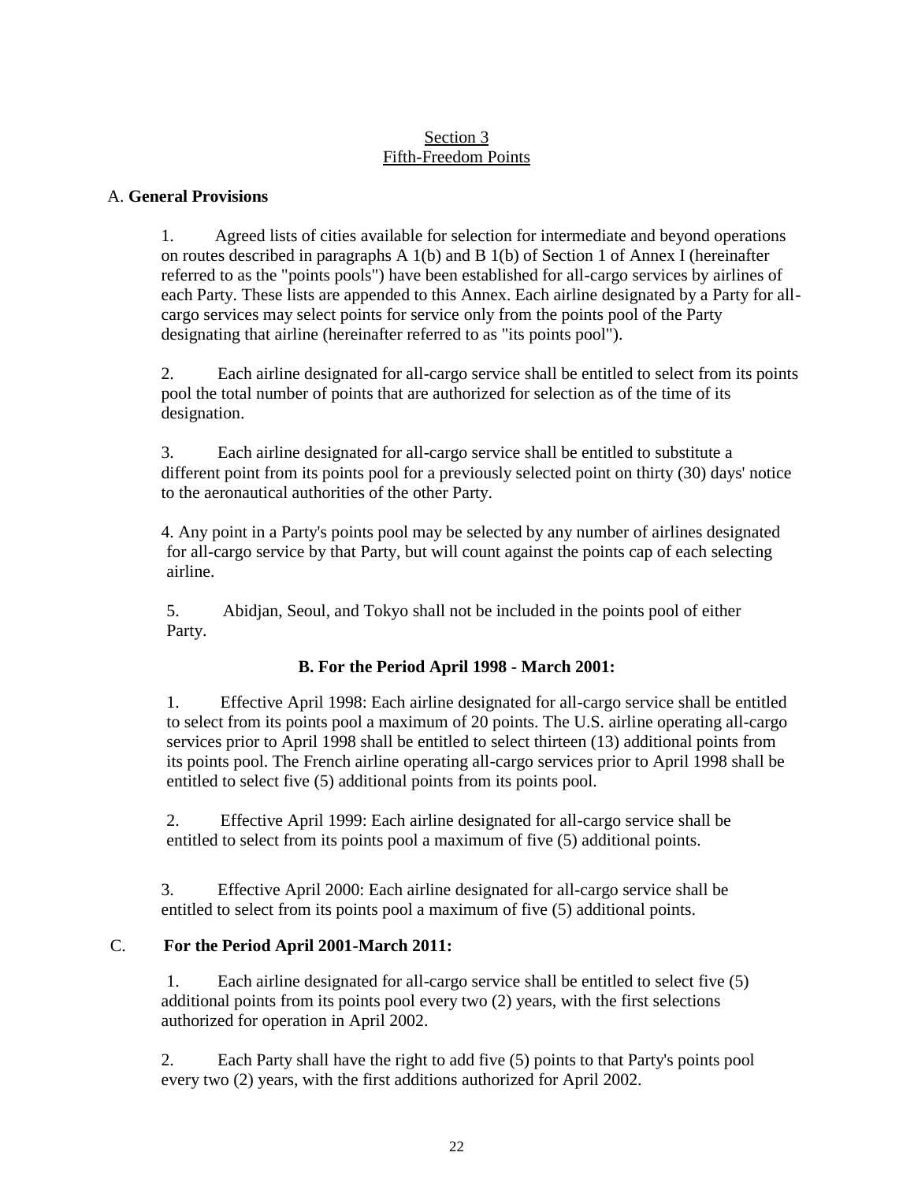## Section 3
## Fifth-Freedom Points

A. **General Provisions**

1. Agreed lists of cities available for selection for intermediate and beyond operations on routes described in paragraphs A 1(b) and B 1(b) of Section 1 of Annex I (hereinafter referred to as the "points pools") have been established for all-cargo services by airlines of each Party. These lists are appended to this Annex. Each airline designated by a Party for all-cargo services may select points for service only from the points pool of the Party designating that airline (hereinafter referred to as "its points pool").

2. Each airline designated for all-cargo service shall be entitled to select from its points pool the total number of points that are authorized for selection as of the time of its designation.

3. Each airline designated for all-cargo service shall be entitled to substitute a different point from its points pool for a previously selected point on thirty (30) days' notice to the aeronautical authorities of the other Party.

4. Any point in a Party's points pool may be selected by any number of airlines designated for all-cargo service by that Party, but will count against the points cap of each selecting airline.

5. Abidjan, Seoul, and Tokyo shall not be included in the points pool of either Party.

**B. For the Period April 1998 - March 2001:**

1. Effective April 1998: Each airline designated for all-cargo service shall be entitled to select from its points pool a maximum of 20 points. The U.S. airline operating all-cargo services prior to April 1998 shall be entitled to select thirteen (13) additional points from its points pool. The French airline operating all-cargo services prior to April 1998 shall be entitled to select five (5) additional points from its points pool.

2. Effective April 1999: Each airline designated for all-cargo service shall be entitled to select from its points pool a maximum of five (5) additional points.

3. Effective April 2000: Each airline designated for all-cargo service shall be entitled to select from its points pool a maximum of five (5) additional points.

C. **For the Period April 2001-March 2011:**

1. Each airline designated for all-cargo service shall be entitled to select five (5) additional points from its points pool every two (2) years, with the first selections authorized for operation in April 2002.

2. Each Party shall have the right to add five (5) points to that Party's points pool every two (2) years, with the first additions authorized for April 2002.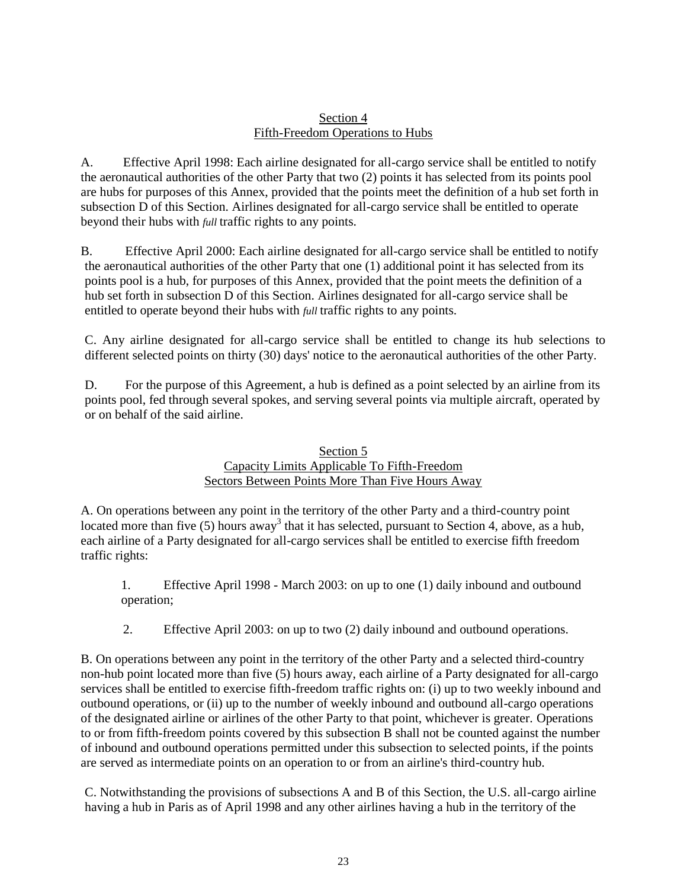## Section 4
## Fifth-Freedom Operations to Hubs

A. Effective April 1998: Each airline designated for all-cargo service shall be entitled to notify the aeronautical authorities of the other Party that two (2) points it has selected from its points pool are hubs for purposes of this Annex, provided that the points meet the definition of a hub set forth in subsection D of this Section. Airlines designated for all-cargo service shall be entitled to operate beyond their hubs with *full* traffic rights to any points.

B. Effective April 2000: Each airline designated for all-cargo service shall be entitled to notify the aeronautical authorities of the other Party that one (1) additional point it has selected from its points pool is a hub, for purposes of this Annex, provided that the point meets the definition of a hub set forth in subsection D of this Section. Airlines designated for all-cargo service shall be entitled to operate beyond their hubs with *full* traffic rights to any points.

C. Any airline designated for all-cargo service shall be entitled to change its hub selections to different selected points on thirty (30) days' notice to the aeronautical authorities of the other Party.

D. For the purpose of this Agreement, a hub is defined as a point selected by an airline from its points pool, fed through several spokes, and serving several points via multiple aircraft, operated by or on behalf of the said airline.

## Section 5
## Capacity Limits Applicable To Fifth-Freedom Sectors Between Points More Than Five Hours Away

A. On operations between any point in the territory of the other Party and a third-country point located more than five (5) hours away[3] that it has selected, pursuant to Section 4, above, as a hub, each airline of a Party designated for all-cargo services shall be entitled to exercise fifth freedom traffic rights:

1. Effective April 1998 - March 2003: on up to one (1) daily inbound and outbound operation;

2. Effective April 2003: on up to two (2) daily inbound and outbound operations.

B. On operations between any point in the territory of the other Party and a selected third-country non-hub point located more than five (5) hours away, each airline of a Party designated for all-cargo services shall be entitled to exercise fifth-freedom traffic rights on: (i) up to two weekly inbound and outbound operations, or (ii) up to the number of weekly inbound and outbound all-cargo operations of the designated airline or airlines of the other Party to that point, whichever is greater. Operations to or from fifth-freedom points covered by this subsection B shall not be counted against the number of inbound and outbound operations permitted under this subsection to selected points, if the points are served as intermediate points on an operation to or from an airline's third-country hub.

C. Notwithstanding the provisions of subsections A and B of this Section, the U.S. all-cargo airline having a hub in Paris as of April 1998 and any other airlines having a hub in the territory of the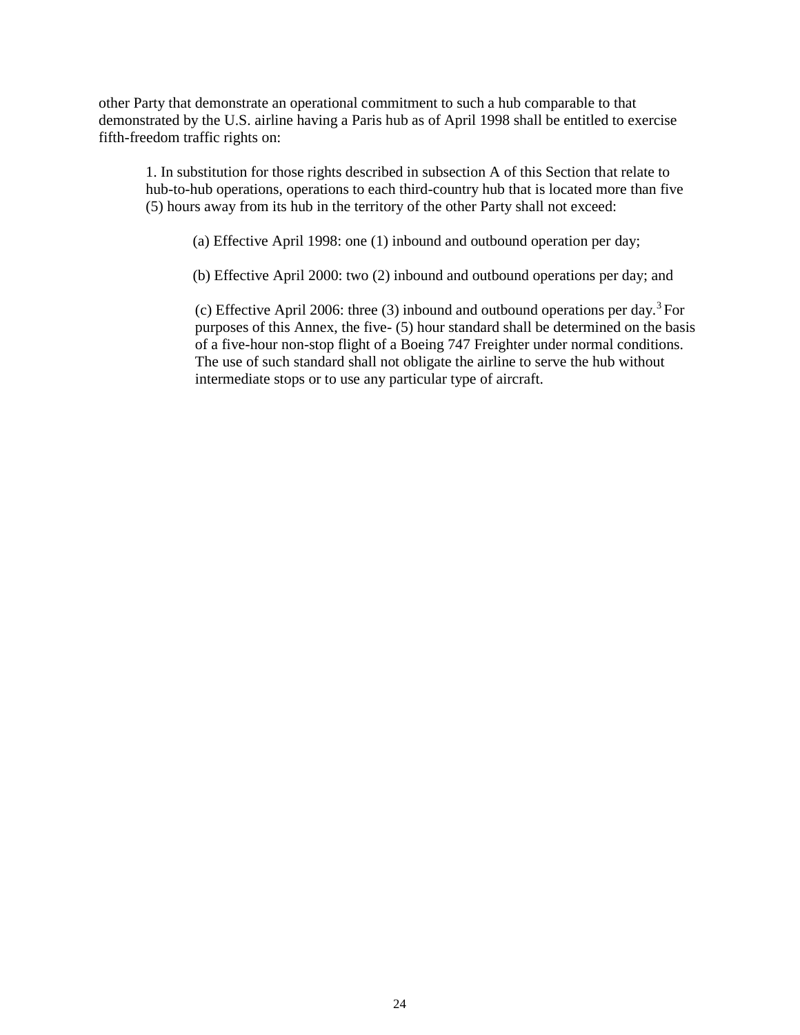other Party that demonstrate an operational commitment to such a hub comparable to that demonstrated by the U.S. airline having a Paris hub as of April 1998 shall be entitled to exercise fifth-freedom traffic rights on:

1. In substitution for those rights described in subsection A of this Section that relate to hub-to-hub operations, operations to each third-country hub that is located more than five (5) hours away from its hub in the territory of the other Party shall not exceed:

(a) Effective April 1998: one (1) inbound and outbound operation per day;

(b) Effective April 2000: two (2) inbound and outbound operations per day; and

(c) Effective April 2006: three (3) inbound and outbound operations per day.[3] For purposes of this Annex, the five- (5) hour standard shall be determined on the basis of a five-hour non-stop flight of a Boeing 747 Freighter under normal conditions. The use of such standard shall not obligate the airline to serve the hub without intermediate stops or to use any particular type of aircraft.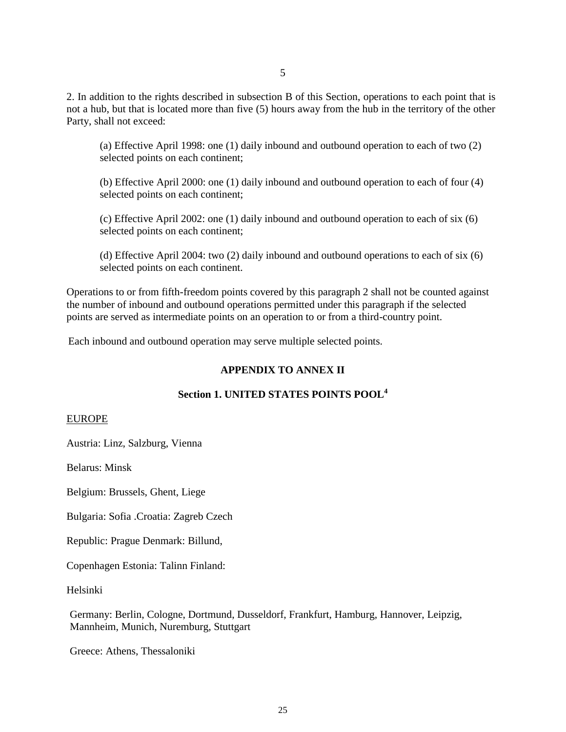2. In addition to the rights described in subsection B of this Section, operations to each point that is not a hub, but that is located more than five (5) hours away from the hub in the territory of the other Party, shall not exceed:

(a) Effective April 1998: one (1) daily inbound and outbound operation to each of two (2) selected points on each continent;

(b) Effective April 2000: one (1) daily inbound and outbound operation to each of four (4) selected points on each continent;

(c) Effective April 2002: one (1) daily inbound and outbound operation to each of six (6) selected points on each continent;

(d) Effective April 2004: two (2) daily inbound and outbound operations to each of six (6) selected points on each continent.

Operations to or from fifth-freedom points covered by this paragraph 2 shall not be counted against the number of inbound and outbound operations permitted under this paragraph if the selected points are served as intermediate points on an operation to or from a third-country point.

Each inbound and outbound operation may serve multiple selected points.

## APPENDIX TO ANNEX II

### Section 1. UNITED STATES POINTS POOL[4]

EUROPE

Austria: Linz, Salzburg, Vienna

Belarus: Minsk

Belgium: Brussels, Ghent, Liege

Bulgaria: Sofia .Croatia: Zagreb Czech

Republic: Prague Denmark: Billund,

Copenhagen Estonia: Talinn Finland:

Helsinki

Germany: Berlin, Cologne, Dortmund, Dusseldorf, Frankfurt, Hamburg, Hannover, Leipzig, Mannheim, Munich, Nuremburg, Stuttgart

Greece: Athens, Thessaloniki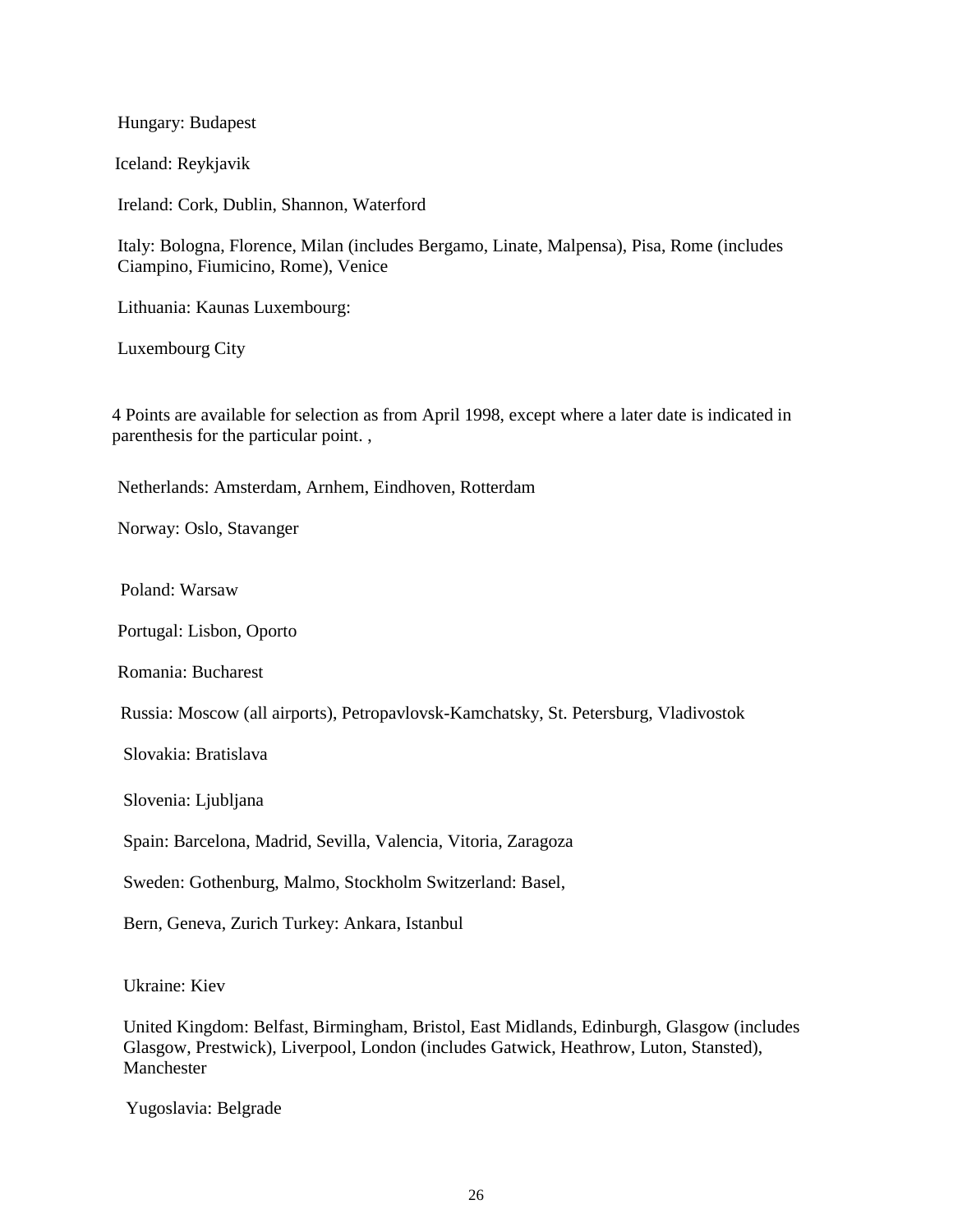Hungary: Budapest

Iceland: Reykjavik

Ireland: Cork, Dublin, Shannon, Waterford

Italy: Bologna, Florence, Milan (includes Bergamo, Linate, Malpensa), Pisa, Rome (includes Ciampino, Fiumicino, Rome), Venice

Lithuania: Kaunas Luxembourg:

Luxembourg City

4 Points are available for selection as from April 1998, except where a later date is indicated in parenthesis for the particular point. ,

Netherlands: Amsterdam, Arnhem, Eindhoven, Rotterdam

Norway: Oslo, Stavanger

Poland: Warsaw

Portugal: Lisbon, Oporto

Romania: Bucharest

Russia: Moscow (all airports), Petropavlovsk-Kamchatsky, St. Petersburg, Vladivostok

Slovakia: Bratislava

Slovenia: Ljubljana

Spain: Barcelona, Madrid, Sevilla, Valencia, Vitoria, Zaragoza

Sweden: Gothenburg, Malmo, Stockholm Switzerland: Basel,

Bern, Geneva, Zurich Turkey: Ankara, Istanbul

Ukraine: Kiev

United Kingdom: Belfast, Birmingham, Bristol, East Midlands, Edinburgh, Glasgow (includes Glasgow, Prestwick), Liverpool, London (includes Gatwick, Heathrow, Luton, Stansted), Manchester

Yugoslavia: Belgrade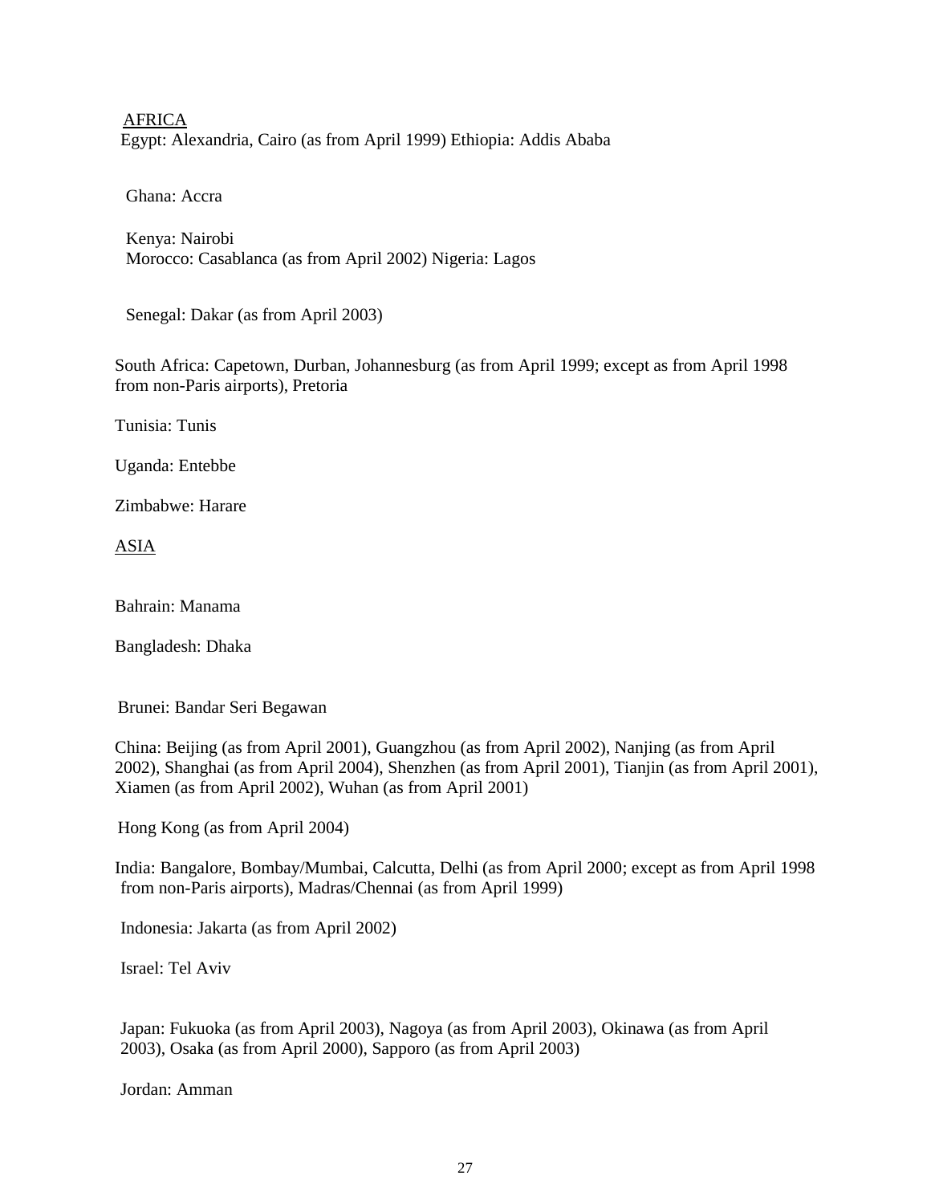AFRICA

Egypt: Alexandria, Cairo (as from April 1999) Ethiopia: Addis Ababa

Ghana: Accra

Kenya: Nairobi

Morocco: Casablanca (as from April 2002) Nigeria: Lagos

Senegal: Dakar (as from April 2003)

South Africa: Capetown, Durban, Johannesburg (as from April 1999; except as from April 1998 from non-Paris airports), Pretoria

Tunisia: Tunis

Uganda: Entebbe

Zimbabwe: Harare

ASIA

Bahrain: Manama

Bangladesh: Dhaka

Brunei: Bandar Seri Begawan

China: Beijing (as from April 2001), Guangzhou (as from April 2002), Nanjing (as from April 2002), Shanghai (as from April 2004), Shenzhen (as from April 2001), Tianjin (as from April 2001), Xiamen (as from April 2002), Wuhan (as from April 2001)

Hong Kong (as from April 2004)

India: Bangalore, Bombay/Mumbai, Calcutta, Delhi (as from April 2000; except as from April 1998 from non-Paris airports), Madras/Chennai (as from April 1999)

Indonesia: Jakarta (as from April 2002)

Israel: Tel Aviv

Japan: Fukuoka (as from April 2003), Nagoya (as from April 2003), Okinawa (as from April 2003), Osaka (as from April 2000), Sapporo (as from April 2003)

Jordan: Amman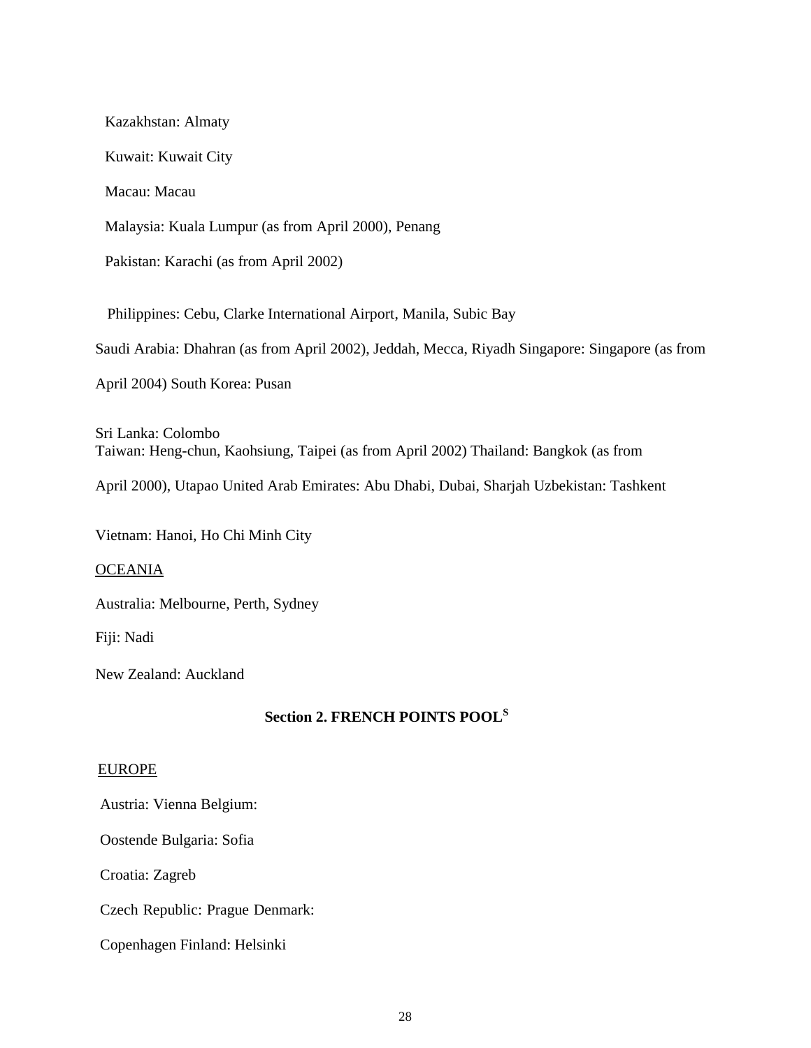Kazakhstan: Almaty

Kuwait: Kuwait City

Macau: Macau

Malaysia: Kuala Lumpur (as from April 2000), Penang

Pakistan: Karachi (as from April 2002)

Philippines: Cebu, Clarke International Airport, Manila, Subic Bay

Saudi Arabia: Dhahran (as from April 2002), Jeddah, Mecca, Riyadh Singapore: Singapore (as from April 2004) South Korea: Pusan

Sri Lanka: Colombo
Taiwan: Heng-chun, Kaohsiung, Taipei (as from April 2002) Thailand: Bangkok (as from April 2000), Utapao United Arab Emirates: Abu Dhabi, Dubai, Sharjah Uzbekistan: Tashkent

Vietnam: Hanoi, Ho Chi Minh City

<u>OCEANIA</u>

Australia: Melbourne, Perth, Sydney

Fiji: Nadi

New Zealand: Auckland

## Section 2. FRENCH POINTS POOL[S]

<u>EUROPE</u>

Austria: Vienna Belgium:

Oostende Bulgaria: Sofia

Croatia: Zagreb

Czech Republic: Prague Denmark:

Copenhagen Finland: Helsinki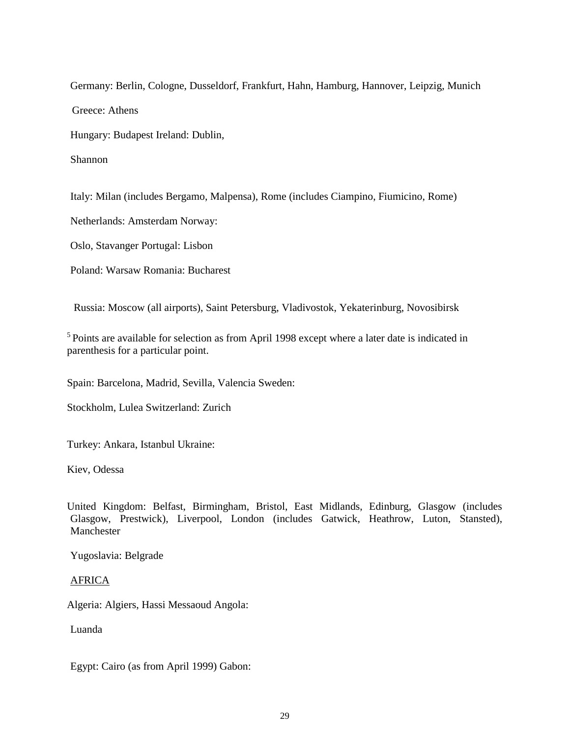Germany: Berlin, Cologne, Dusseldorf, Frankfurt, Hahn, Hamburg, Hannover, Leipzig, Munich

Greece: Athens

Hungary: Budapest Ireland: Dublin,

Shannon

Italy: Milan (includes Bergamo, Malpensa), Rome (includes Ciampino, Fiumicino, Rome)

Netherlands: Amsterdam Norway:

Oslo, Stavanger Portugal: Lisbon

Poland: Warsaw Romania: Bucharest

Russia: Moscow (all airports), Saint Petersburg, Vladivostok, Yekaterinburg, Novosibirsk

[5] Points are available for selection as from April 1998 except where a later date is indicated in parenthesis for a particular point.

Spain: Barcelona, Madrid, Sevilla, Valencia Sweden:

Stockholm, Lulea Switzerland: Zurich

Turkey: Ankara, Istanbul Ukraine:

Kiev, Odessa

United Kingdom: Belfast, Birmingham, Bristol, East Midlands, Edinburg, Glasgow (includes Glasgow, Prestwick), Liverpool, London (includes Gatwick, Heathrow, Luton, Stansted), Manchester

Yugoslavia: Belgrade

<u>AFRICA</u>

Algeria: Algiers, Hassi Messaoud Angola:

Luanda

Egypt: Cairo (as from April 1999) Gabon: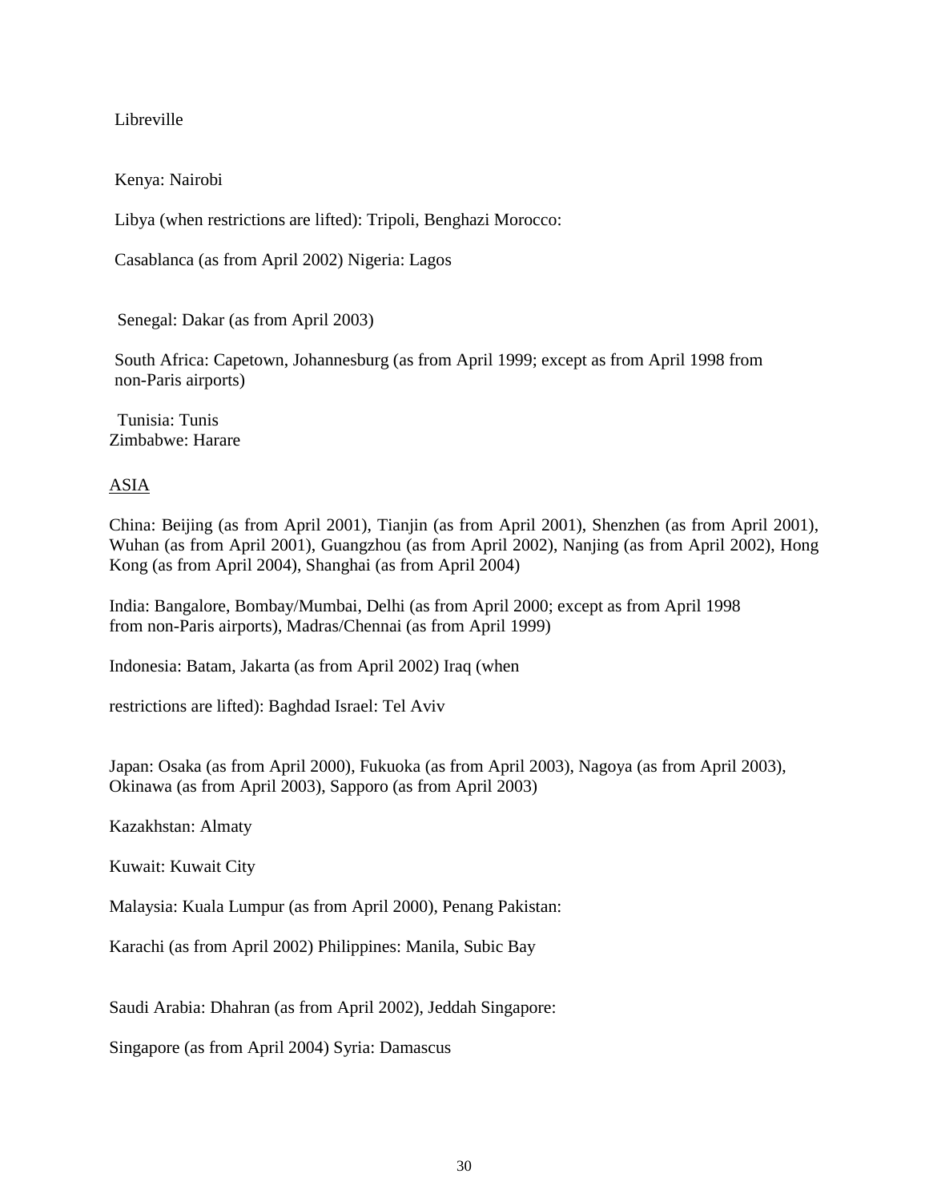Libreville

Kenya: Nairobi

Libya (when restrictions are lifted): Tripoli, Benghazi Morocco:

Casablanca (as from April 2002) Nigeria: Lagos

Senegal: Dakar (as from April 2003)

South Africa: Capetown, Johannesburg (as from April 1999; except as from April 1998 from non-Paris airports)

Tunisia: Tunis
Zimbabwe: Harare

ASIA

China: Beijing (as from April 2001), Tianjin (as from April 2001), Shenzhen (as from April 2001), Wuhan (as from April 2001), Guangzhou (as from April 2002), Nanjing (as from April 2002), Hong Kong (as from April 2004), Shanghai (as from April 2004)

India: Bangalore, Bombay/Mumbai, Delhi (as from April 2000; except as from April 1998 from non-Paris airports), Madras/Chennai (as from April 1999)

Indonesia: Batam, Jakarta (as from April 2002) Iraq (when

restrictions are lifted): Baghdad Israel: Tel Aviv

Japan: Osaka (as from April 2000), Fukuoka (as from April 2003), Nagoya (as from April 2003), Okinawa (as from April 2003), Sapporo (as from April 2003)

Kazakhstan: Almaty

Kuwait: Kuwait City

Malaysia: Kuala Lumpur (as from April 2000), Penang Pakistan:

Karachi (as from April 2002) Philippines: Manila, Subic Bay

Saudi Arabia: Dhahran (as from April 2002), Jeddah Singapore:

Singapore (as from April 2004) Syria: Damascus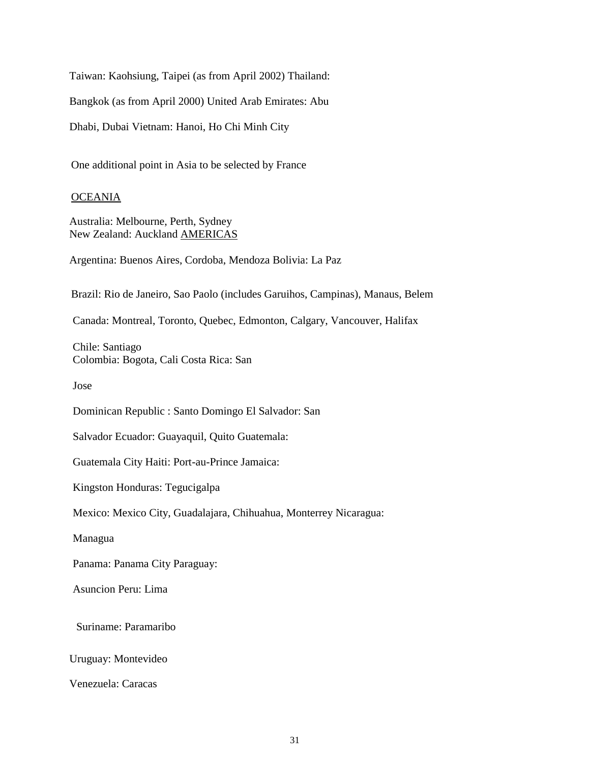Taiwan: Kaohsiung, Taipei (as from April 2002) Thailand:

Bangkok (as from April 2000) United Arab Emirates: Abu

Dhabi, Dubai Vietnam: Hanoi, Ho Chi Minh City

One additional point in Asia to be selected by France

OCEANIA

Australia: Melbourne, Perth, Sydney
New Zealand: Auckland AMERICAS

Argentina: Buenos Aires, Cordoba, Mendoza Bolivia: La Paz

Brazil: Rio de Janeiro, Sao Paolo (includes Garuihos, Campinas), Manaus, Belem

Canada: Montreal, Toronto, Quebec, Edmonton, Calgary, Vancouver, Halifax

Chile: Santiago
Colombia: Bogota, Cali Costa Rica: San

Jose

Dominican Republic : Santo Domingo El Salvador: San

Salvador Ecuador: Guayaquil, Quito Guatemala:

Guatemala City Haiti: Port-au-Prince Jamaica:

Kingston Honduras: Tegucigalpa

Mexico: Mexico City, Guadalajara, Chihuahua, Monterrey Nicaragua:

Managua

Panama: Panama City Paraguay:

Asuncion Peru: Lima

Suriname: Paramaribo

Uruguay: Montevideo

Venezuela: Caracas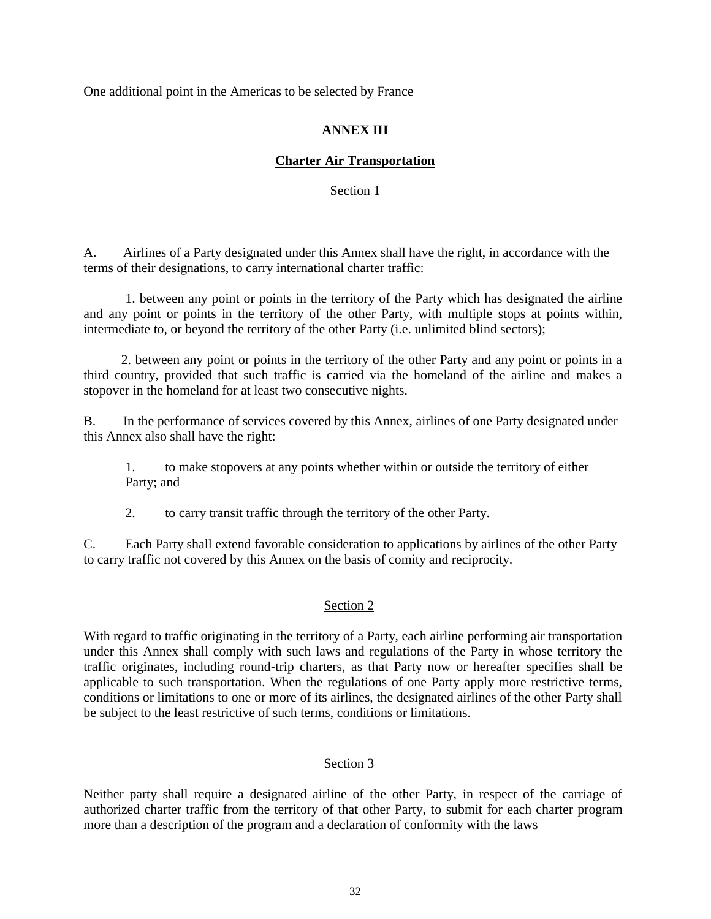One additional point in the Americas to be selected by France

## ANNEX III

### Charter Air Transportation

#### Section 1

A. Airlines of a Party designated under this Annex shall have the right, in accordance with the terms of their designations, to carry international charter traffic:

1. between any point or points in the territory of the Party which has designated the airline and any point or points in the territory of the other Party, with multiple stops at points within, intermediate to, or beyond the territory of the other Party (i.e. unlimited blind sectors);

2. between any point or points in the territory of the other Party and any point or points in a third country, provided that such traffic is carried via the homeland of the airline and makes a stopover in the homeland for at least two consecutive nights.

B. In the performance of services covered by this Annex, airlines of one Party designated under this Annex also shall have the right:

1. to make stopovers at any points whether within or outside the territory of either Party; and

2. to carry transit traffic through the territory of the other Party.

C. Each Party shall extend favorable consideration to applications by airlines of the other Party to carry traffic not covered by this Annex on the basis of comity and reciprocity.

#### Section 2

With regard to traffic originating in the territory of a Party, each airline performing air transportation under this Annex shall comply with such laws and regulations of the Party in whose territory the traffic originates, including round-trip charters, as that Party now or hereafter specifies shall be applicable to such transportation. When the regulations of one Party apply more restrictive terms, conditions or limitations to one or more of its airlines, the designated airlines of the other Party shall be subject to the least restrictive of such terms, conditions or limitations.

#### Section 3

Neither party shall require a designated airline of the other Party, in respect of the carriage of authorized charter traffic from the territory of that other Party, to submit for each charter program more than a description of the program and a declaration of conformity with the laws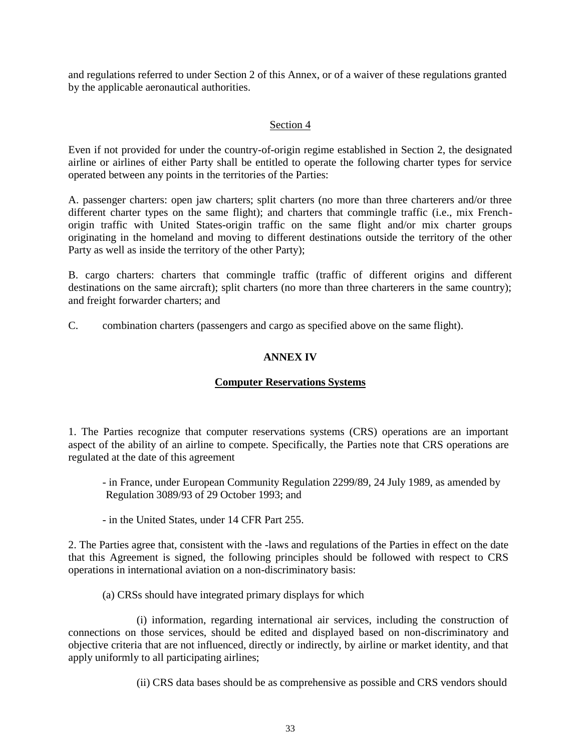and regulations referred to under Section 2 of this Annex, or of a waiver of these regulations granted by the applicable aeronautical authorities.

### Section 4

Even if not provided for under the country-of-origin regime established in Section 2, the designated airline or airlines of either Party shall be entitled to operate the following charter types for service operated between any points in the territories of the Parties:

A. passenger charters: open jaw charters; split charters (no more than three charterers and/or three different charter types on the same flight); and charters that commingle traffic (i.e., mix French-origin traffic with United States-origin traffic on the same flight and/or mix charter groups originating in the homeland and moving to different destinations outside the territory of the other Party as well as inside the territory of the other Party);

B. cargo charters: charters that commingle traffic (traffic of different origins and different destinations on the same aircraft); split charters (no more than three charterers in the same country); and freight forwarder charters; and

C. combination charters (passengers and cargo as specified above on the same flight).

## ANNEX IV

## Computer Reservations Systems

1. The Parties recognize that computer reservations systems (CRS) operations are an important aspect of the ability of an airline to compete. Specifically, the Parties note that CRS operations are regulated at the date of this agreement

- in France, under European Community Regulation 2299/89, 24 July 1989, as amended by Regulation 3089/93 of 29 October 1993; and

- in the United States, under 14 CFR Part 255.

2. The Parties agree that, consistent with the -laws and regulations of the Parties in effect on the date that this Agreement is signed, the following principles should be followed with respect to CRS operations in international aviation on a non-discriminatory basis:

(a) CRSs should have integrated primary displays for which

(i) information, regarding international air services, including the construction of connections on those services, should be edited and displayed based on non-discriminatory and objective criteria that are not influenced, directly or indirectly, by airline or market identity, and that apply uniformly to all participating airlines;

(ii) CRS data bases should be as comprehensive as possible and CRS vendors should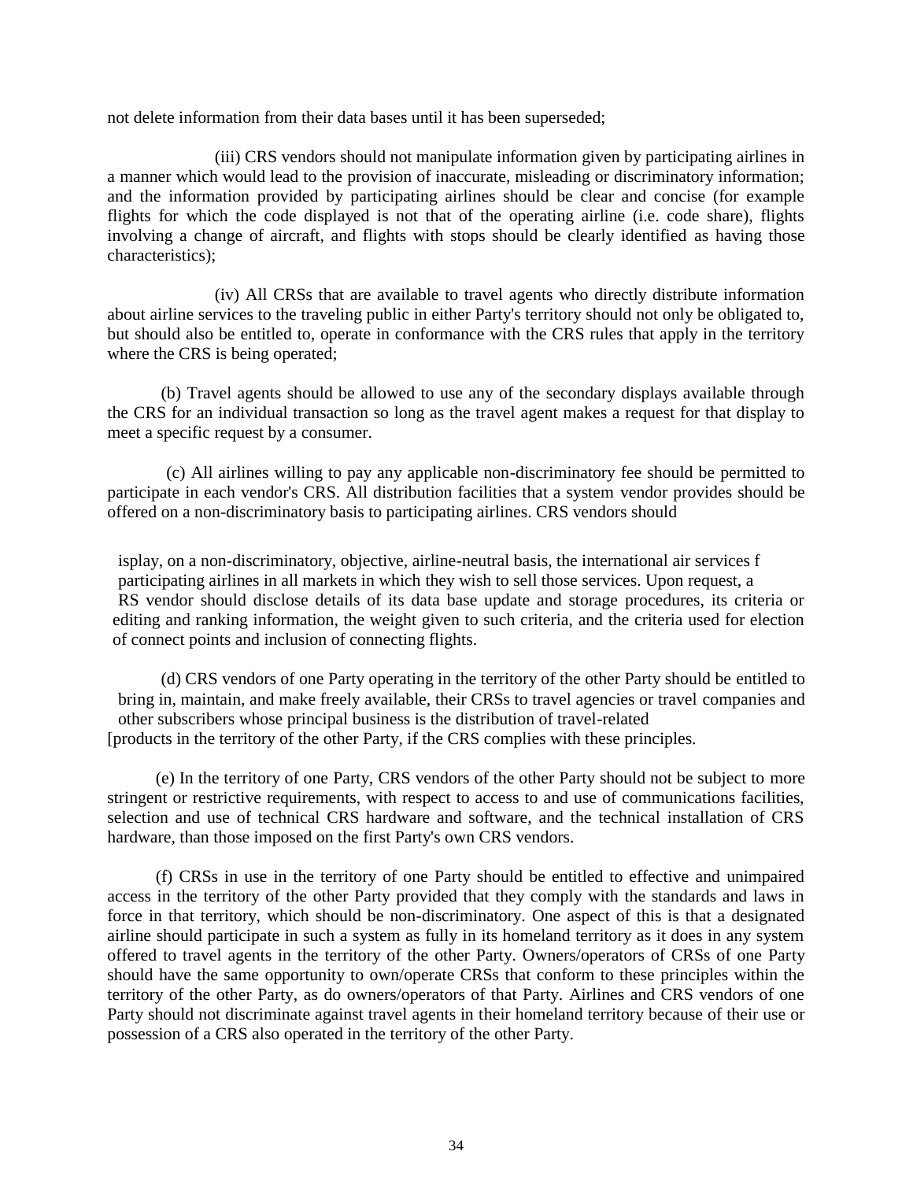not delete information from their data bases until it has been superseded;

(iii) CRS vendors should not manipulate information given by participating airlines in a manner which would lead to the provision of inaccurate, misleading or discriminatory information; and the information provided by participating airlines should be clear and concise (for example flights for which the code displayed is not that of the operating airline (i.e. code share), flights involving a change of aircraft, and flights with stops should be clearly identified as having those characteristics);

(iv) All CRSs that are available to travel agents who directly distribute information about airline services to the traveling public in either Party's territory should not only be obligated to, but should also be entitled to, operate in conformance with the CRS rules that apply in the territory where the CRS is being operated;

(b) Travel agents should be allowed to use any of the secondary displays available through the CRS for an individual transaction so long as the travel agent makes a request for that display to meet a specific request by a consumer.

(c) All airlines willing to pay any applicable non-discriminatory fee should be permitted to participate in each vendor's CRS. All distribution facilities that a system vendor provides should be offered on a non-discriminatory basis to participating airlines. CRS vendors should

isplay, on a non-discriminatory, objective, airline-neutral basis, the international air services f participating airlines in all markets in which they wish to sell those services. Upon request, a RS vendor should disclose details of its data base update and storage procedures, its criteria or editing and ranking information, the weight given to such criteria, and the criteria used for election of connect points and inclusion of connecting flights.

(d) CRS vendors of one Party operating in the territory of the other Party should be entitled to bring in, maintain, and make freely available, their CRSs to travel agencies or travel companies and other subscribers whose principal business is the distribution of travel-related [products in the territory of the other Party, if the CRS complies with these principles.

(e) In the territory of one Party, CRS vendors of the other Party should not be subject to more stringent or restrictive requirements, with respect to access to and use of communications facilities, selection and use of technical CRS hardware and software, and the technical installation of CRS hardware, than those imposed on the first Party's own CRS vendors.

(f) CRSs in use in the territory of one Party should be entitled to effective and unimpaired access in the territory of the other Party provided that they comply with the standards and laws in force in that territory, which should be non-discriminatory. One aspect of this is that a designated airline should participate in such a system as fully in its homeland territory as it does in any system offered to travel agents in the territory of the other Party. Owners/operators of CRSs of one Party should have the same opportunity to own/operate CRSs that conform to these principles within the territory of the other Party, as do owners/operators of that Party. Airlines and CRS vendors of one Party should not discriminate against travel agents in their homeland territory because of their use or possession of a CRS also operated in the territory of the other Party.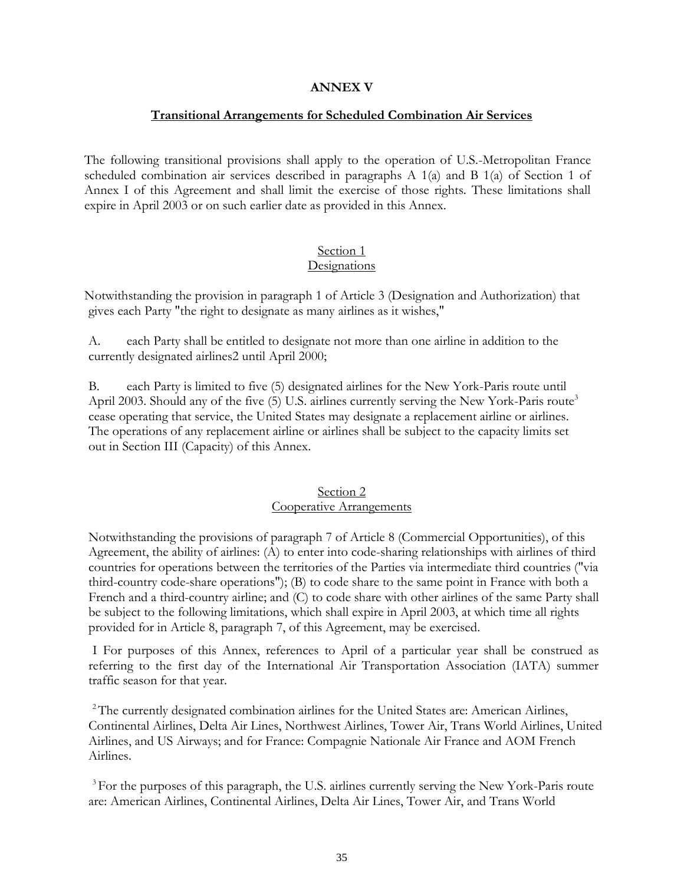# ANNEX V

## Transitional Arrangements for Scheduled Combination Air Services

The following transitional provisions shall apply to the operation of U.S.-Metropolitan France scheduled combination air services described in paragraphs A 1(a) and B 1(a) of Section 1 of Annex I of this Agreement and shall limit the exercise of those rights. These limitations shall expire in April 2003 or on such earlier date as provided in this Annex.

### Section 1
### Designations

Notwithstanding the provision in paragraph 1 of Article 3 (Designation and Authorization) that gives each Party "the right to designate as many airlines as it wishes,"

A. each Party shall be entitled to designate not more than one airline in addition to the currently designated airlines2 until April 2000;

B. each Party is limited to five (5) designated airlines for the New York-Paris route until April 2003. Should any of the five (5) U.S. airlines currently serving the New York-Paris route[3] cease operating that service, the United States may designate a replacement airline or airlines. The operations of any replacement airline or airlines shall be subject to the capacity limits set out in Section III (Capacity) of this Annex.

### Section 2
### Cooperative Arrangements

Notwithstanding the provisions of paragraph 7 of Article 8 (Commercial Opportunities), of this Agreement, the ability of airlines: (A) to enter into code-sharing relationships with airlines of third countries for operations between the territories of the Parties via intermediate third countries ("via third-country code-share operations"); (B) to code share to the same point in France with both a French and a third-country airline; and (C) to code share with other airlines of the same Party shall be subject to the following limitations, which shall expire in April 2003, at which time all rights provided for in Article 8, paragraph 7, of this Agreement, may be exercised.

I For purposes of this Annex, references to April of a particular year shall be construed as referring to the first day of the International Air Transportation Association (IATA) summer traffic season for that year.

[2] The currently designated combination airlines for the United States are: American Airlines, Continental Airlines, Delta Air Lines, Northwest Airlines, Tower Air, Trans World Airlines, United Airlines, and US Airways; and for France: Compagnie Nationale Air France and AOM French Airlines.

[3] For the purposes of this paragraph, the U.S. airlines currently serving the New York-Paris route are: American Airlines, Continental Airlines, Delta Air Lines, Tower Air, and Trans World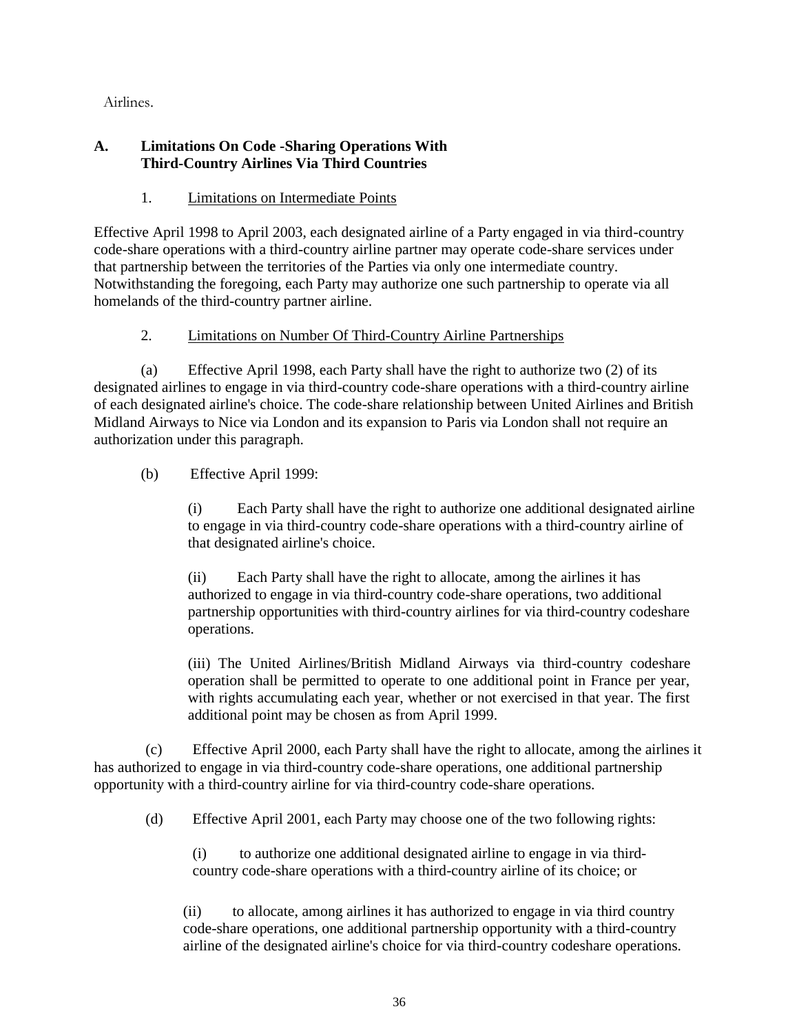Airlines.

## A. Limitations On Code -Sharing Operations With Third-Country Airlines Via Third Countries

### 1. Limitations on Intermediate Points

Effective April 1998 to April 2003, each designated airline of a Party engaged in via third-country code-share operations with a third-country airline partner may operate code-share services under that partnership between the territories of the Parties via only one intermediate country. Notwithstanding the foregoing, each Party may authorize one such partnership to operate via all homelands of the third-country partner airline.

### 2. Limitations on Number Of Third-Country Airline Partnerships

(a) Effective April 1998, each Party shall have the right to authorize two (2) of its designated airlines to engage in via third-country code-share operations with a third-country airline of each designated airline's choice. The code-share relationship between United Airlines and British Midland Airways to Nice via London and its expansion to Paris via London shall not require an authorization under this paragraph.

(b) Effective April 1999:

(i) Each Party shall have the right to authorize one additional designated airline to engage in via third-country code-share operations with a third-country airline of that designated airline's choice.

(ii) Each Party shall have the right to allocate, among the airlines it has authorized to engage in via third-country code-share operations, two additional partnership opportunities with third-country airlines for via third-country codeshare operations.

(iii) The United Airlines/British Midland Airways via third-country codeshare operation shall be permitted to operate to one additional point in France per year, with rights accumulating each year, whether or not exercised in that year. The first additional point may be chosen as from April 1999.

(c) Effective April 2000, each Party shall have the right to allocate, among the airlines it has authorized to engage in via third-country code-share operations, one additional partnership opportunity with a third-country airline for via third-country code-share operations.

(d) Effective April 2001, each Party may choose one of the two following rights:

(i) to authorize one additional designated airline to engage in via third-country code-share operations with a third-country airline of its choice; or

(ii) to allocate, among airlines it has authorized to engage in via third country code-share operations, one additional partnership opportunity with a third-country airline of the designated airline's choice for via third-country codeshare operations.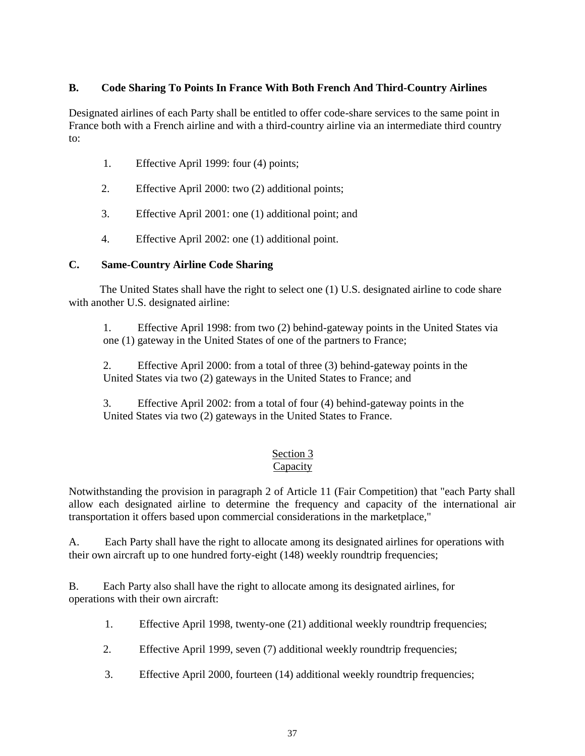**B. Code Sharing To Points In France With Both French And Third-Country Airlines**

Designated airlines of each Party shall be entitled to offer code-share services to the same point in France both with a French airline and with a third-country airline via an intermediate third country to:

1. Effective April 1999: four (4) points;
2. Effective April 2000: two (2) additional points;
3. Effective April 2001: one (1) additional point; and
4. Effective April 2002: one (1) additional point.

**C. Same-Country Airline Code Sharing**

The United States shall have the right to select one (1) U.S. designated airline to code share with another U.S. designated airline:

1. Effective April 1998: from two (2) behind-gateway points in the United States via one (1) gateway in the United States of one of the partners to France;
2. Effective April 2000: from a total of three (3) behind-gateway points in the United States via two (2) gateways in the United States to France; and
3. Effective April 2002: from a total of four (4) behind-gateway points in the United States via two (2) gateways in the United States to France.

## Section 3
## Capacity

Notwithstanding the provision in paragraph 2 of Article 11 (Fair Competition) that "each Party shall allow each designated airline to determine the frequency and capacity of the international air transportation it offers based upon commercial considerations in the marketplace,"

A. Each Party shall have the right to allocate among its designated airlines for operations with their own aircraft up to one hundred forty-eight (148) weekly roundtrip frequencies;

B. Each Party also shall have the right to allocate among its designated airlines, for operations with their own aircraft:

1. Effective April 1998, twenty-one (21) additional weekly roundtrip frequencies;
2. Effective April 1999, seven (7) additional weekly roundtrip frequencies;
3. Effective April 2000, fourteen (14) additional weekly roundtrip frequencies;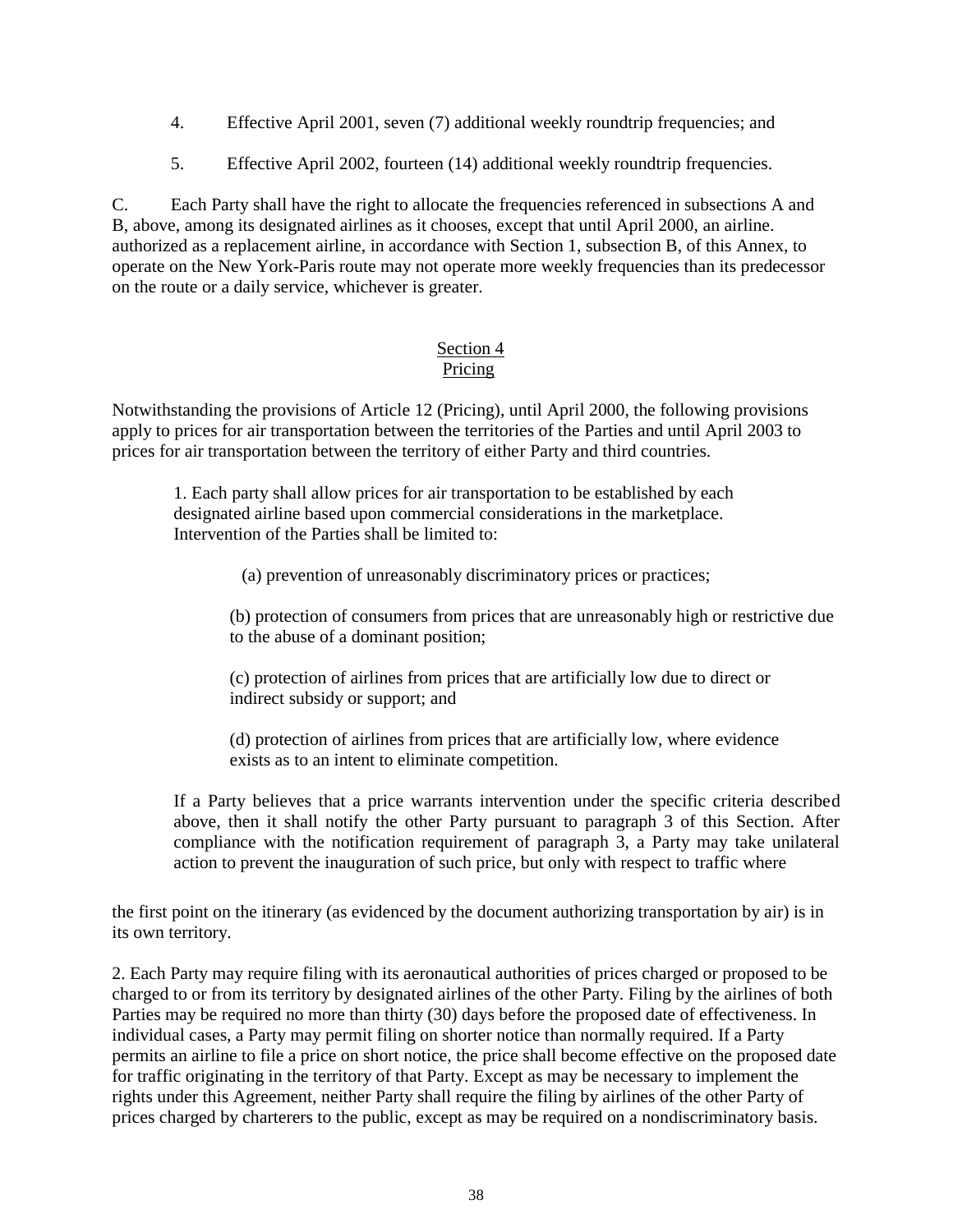4. Effective April 2001, seven (7) additional weekly roundtrip frequencies; and

5. Effective April 2002, fourteen (14) additional weekly roundtrip frequencies.

C. Each Party shall have the right to allocate the frequencies referenced in subsections A and B, above, among its designated airlines as it chooses, except that until April 2000, an airline. authorized as a replacement airline, in accordance with Section 1, subsection B, of this Annex, to operate on the New York-Paris route may not operate more weekly frequencies than its predecessor on the route or a daily service, whichever is greater.

## Section 4
## Pricing

Notwithstanding the provisions of Article 12 (Pricing), until April 2000, the following provisions apply to prices for air transportation between the territories of the Parties and until April 2003 to prices for air transportation between the territory of either Party and third countries.

1. Each party shall allow prices for air transportation to be established by each designated airline based upon commercial considerations in the marketplace. Intervention of the Parties shall be limited to:

(a) prevention of unreasonably discriminatory prices or practices;

(b) protection of consumers from prices that are unreasonably high or restrictive due to the abuse of a dominant position;

(c) protection of airlines from prices that are artificially low due to direct or indirect subsidy or support; and

(d) protection of airlines from prices that are artificially low, where evidence exists as to an intent to eliminate competition.

If a Party believes that a price warrants intervention under the specific criteria described above, then it shall notify the other Party pursuant to paragraph 3 of this Section. After compliance with the notification requirement of paragraph 3, a Party may take unilateral action to prevent the inauguration of such price, but only with respect to traffic where the first point on the itinerary (as evidenced by the document authorizing transportation by air) is in its own territory.

2. Each Party may require filing with its aeronautical authorities of prices charged or proposed to be charged to or from its territory by designated airlines of the other Party. Filing by the airlines of both Parties may be required no more than thirty (30) days before the proposed date of effectiveness. In individual cases, a Party may permit filing on shorter notice than normally required. If a Party permits an airline to file a price on short notice, the price shall become effective on the proposed date for traffic originating in the territory of that Party. Except as may be necessary to implement the rights under this Agreement, neither Party shall require the filing by airlines of the other Party of prices charged by charterers to the public, except as may be required on a nondiscriminatory basis.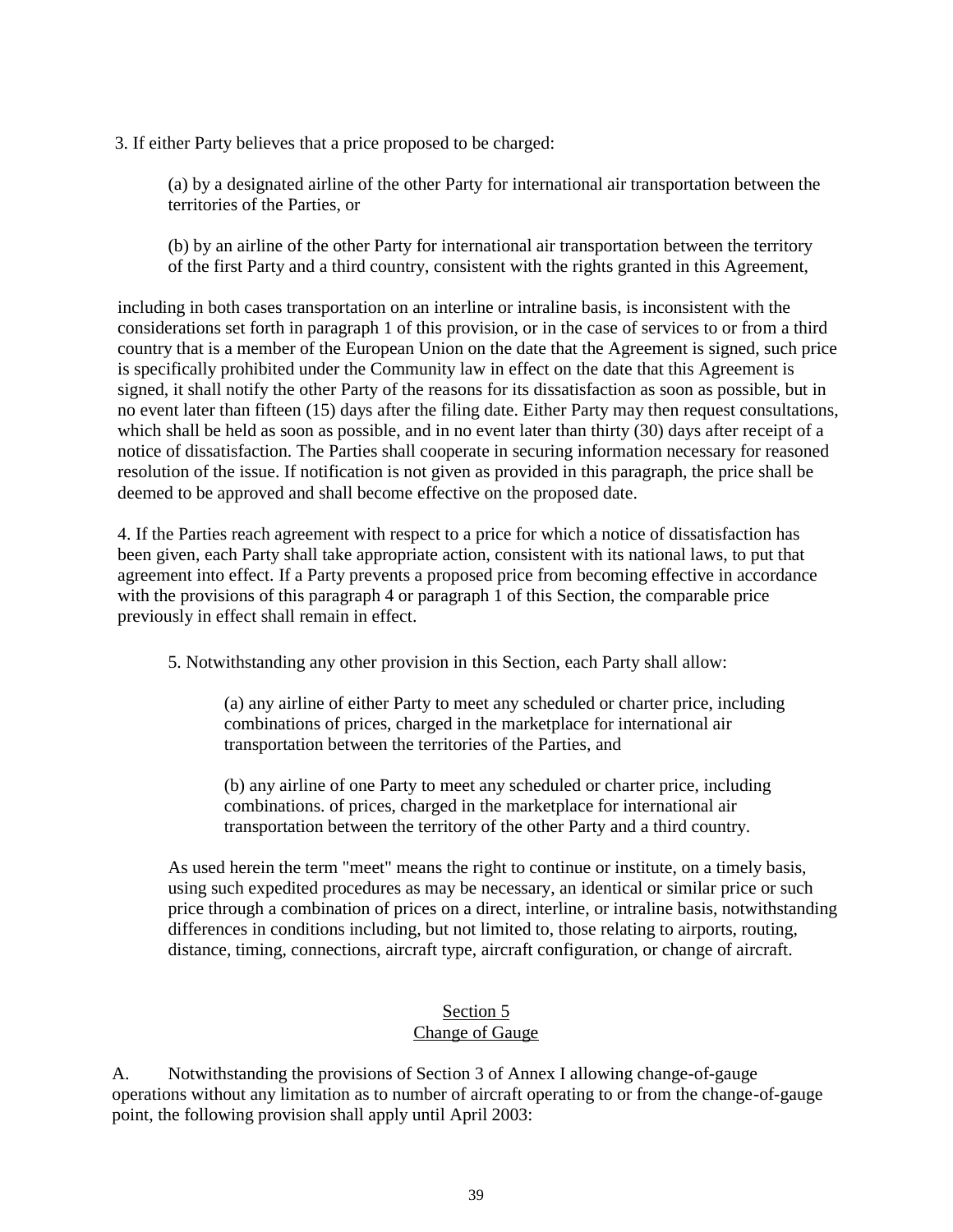3. If either Party believes that a price proposed to be charged:

(a) by a designated airline of the other Party for international air transportation between the territories of the Parties, or

(b) by an airline of the other Party for international air transportation between the territory of the first Party and a third country, consistent with the rights granted in this Agreement,

including in both cases transportation on an interline or intraline basis, is inconsistent with the considerations set forth in paragraph 1 of this provision, or in the case of services to or from a third country that is a member of the European Union on the date that the Agreement is signed, such price is specifically prohibited under the Community law in effect on the date that this Agreement is signed, it shall notify the other Party of the reasons for its dissatisfaction as soon as possible, but in no event later than fifteen (15) days after the filing date. Either Party may then request consultations, which shall be held as soon as possible, and in no event later than thirty (30) days after receipt of a notice of dissatisfaction. The Parties shall cooperate in securing information necessary for reasoned resolution of the issue. If notification is not given as provided in this paragraph, the price shall be deemed to be approved and shall become effective on the proposed date.

4. If the Parties reach agreement with respect to a price for which a notice of dissatisfaction has been given, each Party shall take appropriate action, consistent with its national laws, to put that agreement into effect. If a Party prevents a proposed price from becoming effective in accordance with the provisions of this paragraph 4 or paragraph 1 of this Section, the comparable price previously in effect shall remain in effect.

5. Notwithstanding any other provision in this Section, each Party shall allow:

(a) any airline of either Party to meet any scheduled or charter price, including combinations of prices, charged in the marketplace for international air transportation between the territories of the Parties, and

(b) any airline of one Party to meet any scheduled or charter price, including combinations. of prices, charged in the marketplace for international air transportation between the territory of the other Party and a third country.

As used herein the term "meet" means the right to continue or institute, on a timely basis, using such expedited procedures as may be necessary, an identical or similar price or such price through a combination of prices on a direct, interline, or intraline basis, notwithstanding differences in conditions including, but not limited to, those relating to airports, routing, distance, timing, connections, aircraft type, aircraft configuration, or change of aircraft.

## Section 5
## Change of Gauge

A. Notwithstanding the provisions of Section 3 of Annex I allowing change-of-gauge operations without any limitation as to number of aircraft operating to or from the change-of-gauge point, the following provision shall apply until April 2003: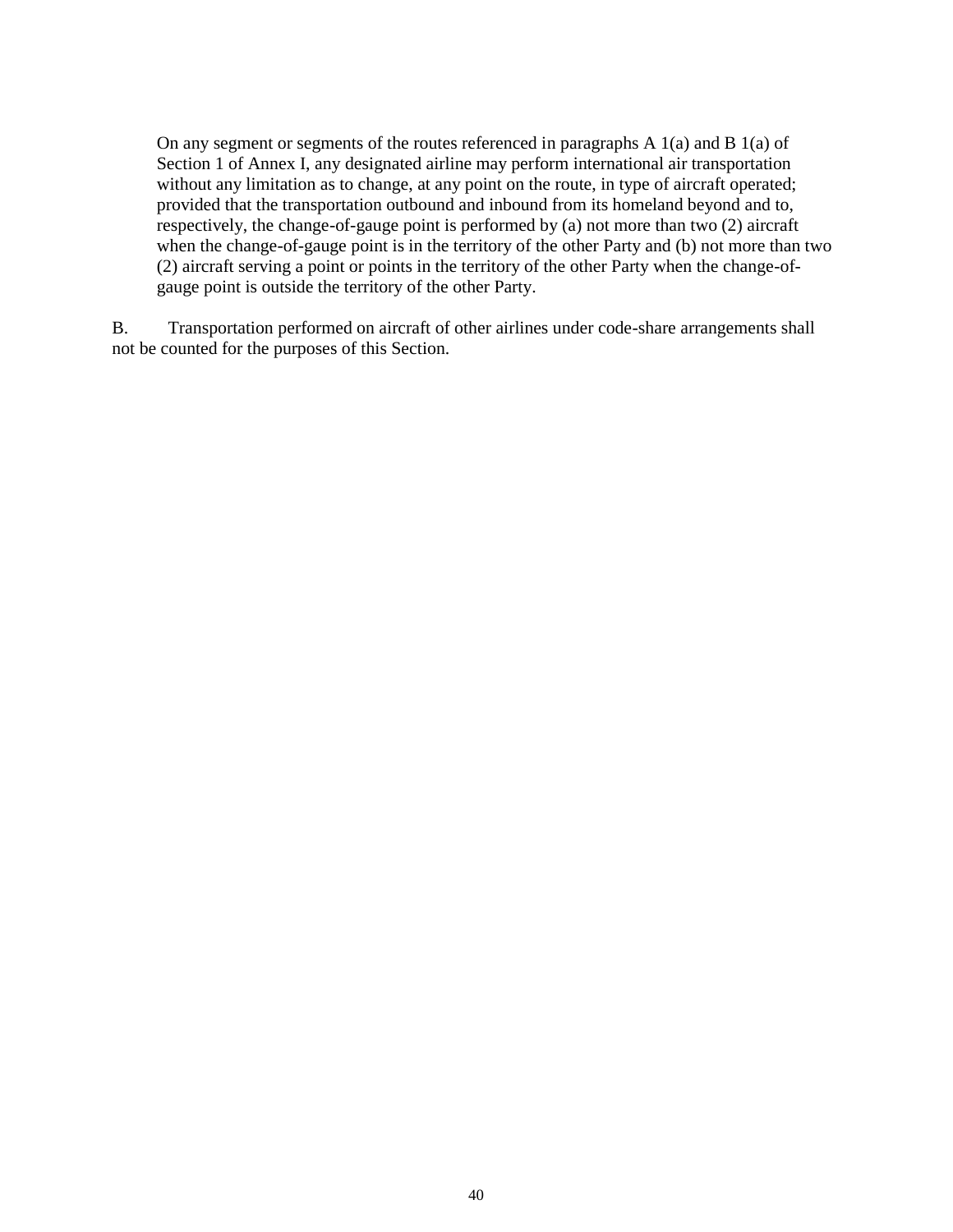On any segment or segments of the routes referenced in paragraphs A 1(a) and B 1(a) of Section 1 of Annex I, any designated airline may perform international air transportation without any limitation as to change, at any point on the route, in type of aircraft operated; provided that the transportation outbound and inbound from its homeland beyond and to, respectively, the change-of-gauge point is performed by (a) not more than two (2) aircraft when the change-of-gauge point is in the territory of the other Party and (b) not more than two (2) aircraft serving a point or points in the territory of the other Party when the change-of-gauge point is outside the territory of the other Party.

B. Transportation performed on aircraft of other airlines under code-share arrangements shall not be counted for the purposes of this Section.